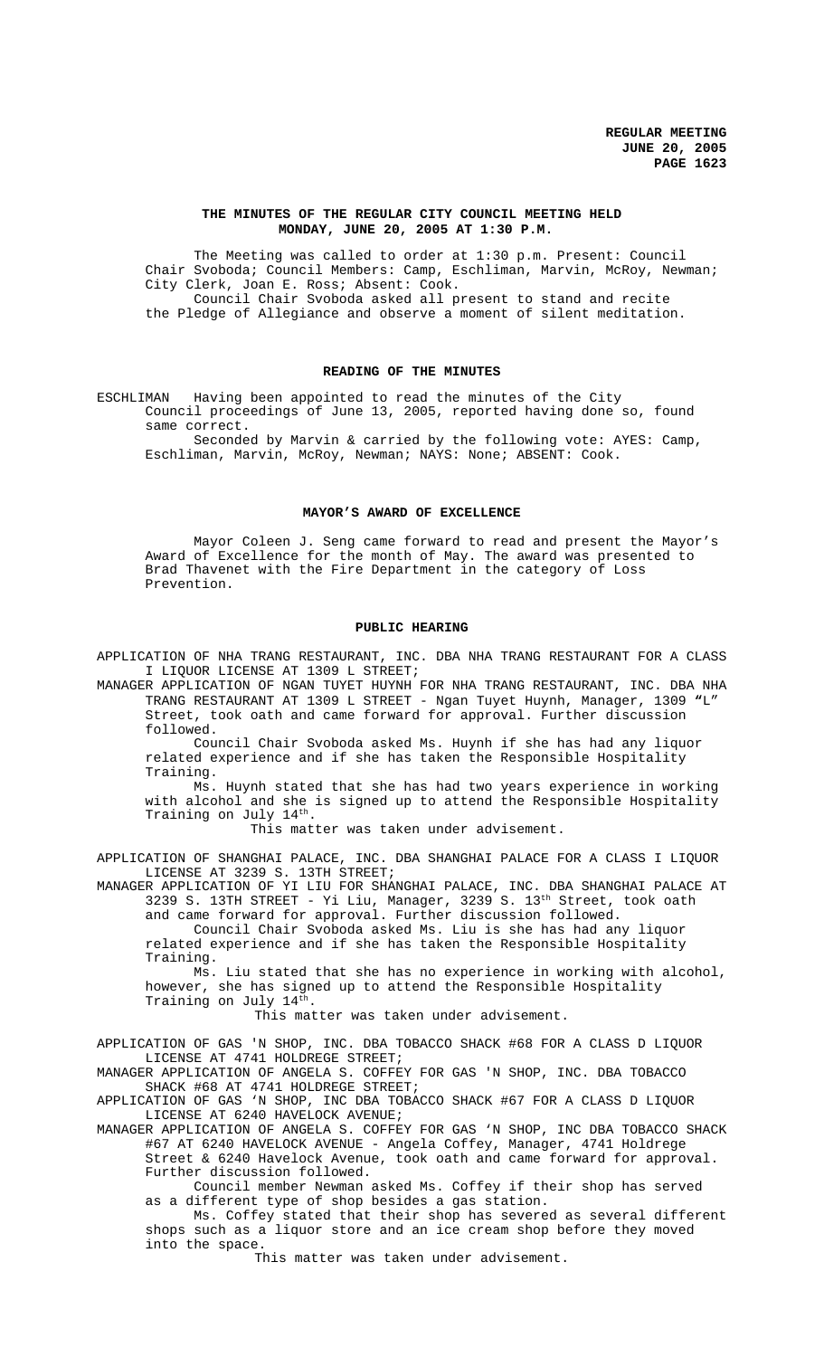**REGULAR MEETING**
**JUNE 20, 2005**
**PAGE 1623**

## THE MINUTES OF THE REGULAR CITY COUNCIL MEETING HELD MONDAY, JUNE 20, 2005 AT 1:30 P.M.

The Meeting was called to order at 1:30 p.m. Present: Council Chair Svoboda; Council Members: Camp, Eschliman, Marvin, McRoy, Newman; City Clerk, Joan E. Ross; Absent: Cook.

Council Chair Svoboda asked all present to stand and recite the Pledge of Allegiance and observe a moment of silent meditation.

## READING OF THE MINUTES

ESCHLIMAN Having been appointed to read the minutes of the City Council proceedings of June 13, 2005, reported having done so, found same correct.

Seconded by Marvin & carried by the following vote: AYES: Camp, Eschliman, Marvin, McRoy, Newman; NAYS: None; ABSENT: Cook.

## MAYOR'S AWARD OF EXCELLENCE

Mayor Coleen J. Seng came forward to read and present the Mayor's Award of Excellence for the month of May. The award was presented to Brad Thavenet with the Fire Department in the category of Loss Prevention.

## PUBLIC HEARING

APPLICATION OF NHA TRANG RESTAURANT, INC. DBA NHA TRANG RESTAURANT FOR A CLASS I LIQUOR LICENSE AT 1309 L STREET;

MANAGER APPLICATION OF NGAN TUYET HUYNH FOR NHA TRANG RESTAURANT, INC. DBA NHA TRANG RESTAURANT AT 1309 L STREET - Ngan Tuyet Huynh, Manager, 1309 "L" Street, took oath and came forward for approval. Further discussion followed.

Council Chair Svoboda asked Ms. Huynh if she has had any liquor related experience and if she has taken the Responsible Hospitality Training.

Ms. Huynh stated that she has had two years experience in working with alcohol and she is signed up to attend the Responsible Hospitality Training on July 14th.

This matter was taken under advisement.

APPLICATION OF SHANGHAI PALACE, INC. DBA SHANGHAI PALACE FOR A CLASS I LIQUOR LICENSE AT 3239 S. 13TH STREET;

MANAGER APPLICATION OF YI LIU FOR SHANGHAI PALACE, INC. DBA SHANGHAI PALACE AT 3239 S. 13TH STREET - Yi Liu, Manager, 3239 S. 13th Street, took oath and came forward for approval. Further discussion followed.

Council Chair Svoboda asked Ms. Liu is she has had any liquor related experience and if she has taken the Responsible Hospitality Training.

Ms. Liu stated that she has no experience in working with alcohol, however, she has signed up to attend the Responsible Hospitality Training on July 14th.

This matter was taken under advisement.

APPLICATION OF GAS 'N SHOP, INC. DBA TOBACCO SHACK #68 FOR A CLASS D LIQUOR LICENSE AT 4741 HOLDREGE STREET;

MANAGER APPLICATION OF ANGELA S. COFFEY FOR GAS 'N SHOP, INC. DBA TOBACCO SHACK #68 AT 4741 HOLDREGE STREET;

APPLICATION OF GAS 'N SHOP, INC DBA TOBACCO SHACK #67 FOR A CLASS D LIQUOR LICENSE AT 6240 HAVELOCK AVENUE;

MANAGER APPLICATION OF ANGELA S. COFFEY FOR GAS 'N SHOP, INC DBA TOBACCO SHACK #67 AT 6240 HAVELOCK AVENUE - Angela Coffey, Manager, 4741 Holdrege Street & 6240 Havelock Avenue, took oath and came forward for approval. Further discussion followed.

Council member Newman asked Ms. Coffey if their shop has served as a different type of shop besides a gas station.

Ms. Coffey stated that their shop has severed as several different shops such as a liquor store and an ice cream shop before they moved into the space.

This matter was taken under advisement.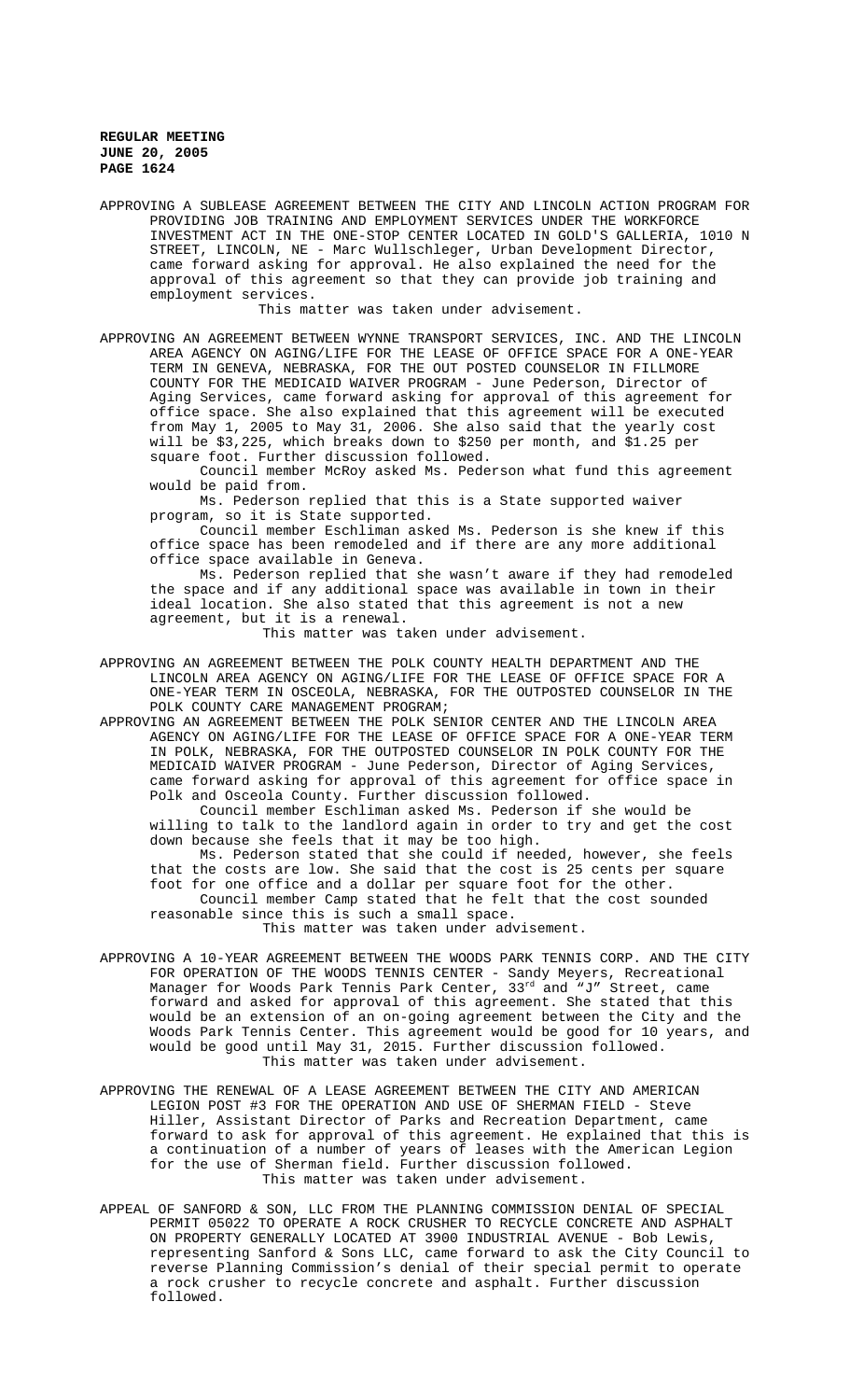APPROVING A SUBLEASE AGREEMENT BETWEEN THE CITY AND LINCOLN ACTION PROGRAM FOR PROVIDING JOB TRAINING AND EMPLOYMENT SERVICES UNDER THE WORKFORCE INVESTMENT ACT IN THE ONE-STOP CENTER LOCATED IN GOLD'S GALLERIA, 1010 N STREET, LINCOLN, NE - Marc Wullschleger, Urban Development Director, came forward asking for approval. He also explained the need for the approval of this agreement so that they can provide job training and employment services.

This matter was taken under advisement.

APPROVING AN AGREEMENT BETWEEN WYNNE TRANSPORT SERVICES, INC. AND THE LINCOLN AREA AGENCY ON AGING/LIFE FOR THE LEASE OF OFFICE SPACE FOR A ONE-YEAR TERM IN GENEVA, NEBRASKA, FOR THE OUT POSTED COUNSELOR IN FILLMORE COUNTY FOR THE MEDICAID WAIVER PROGRAM - June Pederson, Director of Aging Services, came forward asking for approval of this agreement for office space. She also explained that this agreement will be executed from May 1, 2005 to May 31, 2006. She also said that the yearly cost will be $3,225, which breaks down to $250 per month, and $1.25 per square foot. Further discussion followed.

Council member McRoy asked Ms. Pederson what fund this agreement would be paid from.

Ms. Pederson replied that this is a State supported waiver program, so it is State supported.

Council member Eschliman asked Ms. Pederson is she knew if this office space has been remodeled and if there are any more additional office space available in Geneva.

Ms. Pederson replied that she wasn't aware if they had remodeled the space and if any additional space was available in town in their ideal location. She also stated that this agreement is not a new agreement, but it is a renewal.

This matter was taken under advisement.

APPROVING AN AGREEMENT BETWEEN THE POLK COUNTY HEALTH DEPARTMENT AND THE LINCOLN AREA AGENCY ON AGING/LIFE FOR THE LEASE OF OFFICE SPACE FOR A ONE-YEAR TERM IN OSCEOLA, NEBRASKA, FOR THE OUTPOSTED COUNSELOR IN THE POLK COUNTY CARE MANAGEMENT PROGRAM;

APPROVING AN AGREEMENT BETWEEN THE POLK SENIOR CENTER AND THE LINCOLN AREA AGENCY ON AGING/LIFE FOR THE LEASE OF OFFICE SPACE FOR A ONE-YEAR TERM IN POLK, NEBRASKA, FOR THE OUTPOSTED COUNSELOR IN POLK COUNTY FOR THE MEDICAID WAIVER PROGRAM - June Pederson, Director of Aging Services, came forward asking for approval of this agreement for office space in Polk and Osceola County. Further discussion followed.

Council member Eschliman asked Ms. Pederson if she would be willing to talk to the landlord again in order to try and get the cost down because she feels that it may be too high.

Ms. Pederson stated that she could if needed, however, she feels that the costs are low. She said that the cost is 25 cents per square foot for one office and a dollar per square foot for the other.

Council member Camp stated that he felt that the cost sounded reasonable since this is such a small space.

This matter was taken under advisement.

APPROVING A 10-YEAR AGREEMENT BETWEEN THE WOODS PARK TENNIS CORP. AND THE CITY FOR OPERATION OF THE WOODS TENNIS CENTER - Sandy Meyers, Recreational Manager for Woods Park Tennis Park Center, 33rd and "J" Street, came forward and asked for approval of this agreement. She stated that this would be an extension of an on-going agreement between the City and the Woods Park Tennis Center. This agreement would be good for 10 years, and would be good until May 31, 2015. Further discussion followed.

This matter was taken under advisement.

APPROVING THE RENEWAL OF A LEASE AGREEMENT BETWEEN THE CITY AND AMERICAN LEGION POST #3 FOR THE OPERATION AND USE OF SHERMAN FIELD - Steve Hiller, Assistant Director of Parks and Recreation Department, came forward to ask for approval of this agreement. He explained that this is a continuation of a number of years of leases with the American Legion for the use of Sherman field. Further discussion followed.

This matter was taken under advisement.

APPEAL OF SANFORD & SON, LLC FROM THE PLANNING COMMISSION DENIAL OF SPECIAL PERMIT 05022 TO OPERATE A ROCK CRUSHER TO RECYCLE CONCRETE AND ASPHALT ON PROPERTY GENERALLY LOCATED AT 3900 INDUSTRIAL AVENUE - Bob Lewis, representing Sanford & Sons LLC, came forward to ask the City Council to reverse Planning Commission's denial of their special permit to operate a rock crusher to recycle concrete and asphalt. Further discussion followed.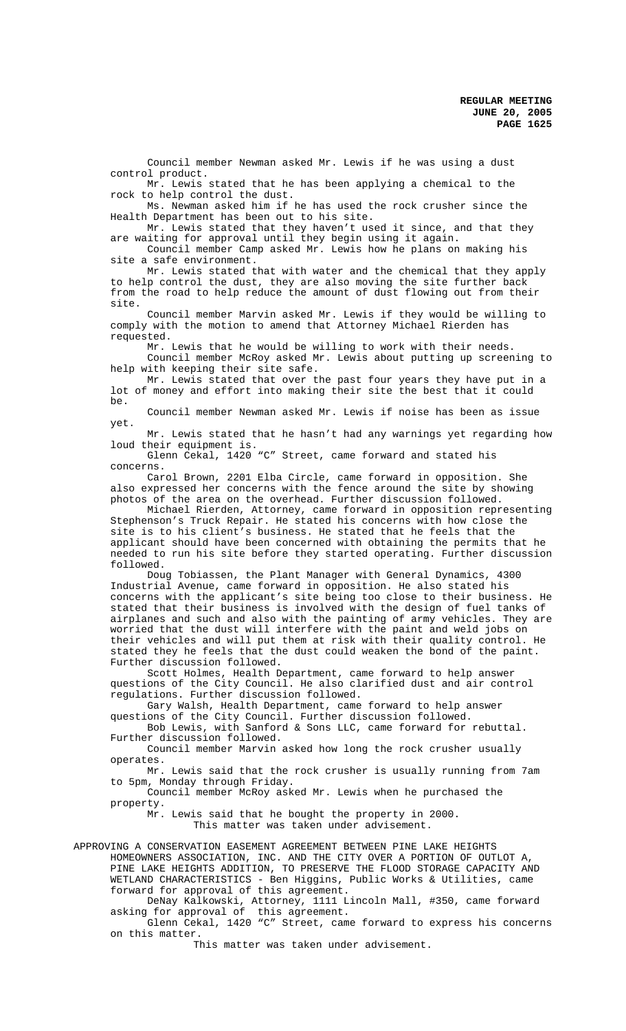Council member Newman asked Mr. Lewis if he was using a dust control product.

Mr. Lewis stated that he has been applying a chemical to the rock to help control the dust.

Ms. Newman asked him if he has used the rock crusher since the Health Department has been out to his site.

Mr. Lewis stated that they haven't used it since, and that they are waiting for approval until they begin using it again.

Council member Camp asked Mr. Lewis how he plans on making his site a safe environment.

Mr. Lewis stated that with water and the chemical that they apply to help control the dust, they are also moving the site further back from the road to help reduce the amount of dust flowing out from their site.

Council member Marvin asked Mr. Lewis if they would be willing to comply with the motion to amend that Attorney Michael Rierden has requested.

Mr. Lewis that he would be willing to work with their needs.

Council member McRoy asked Mr. Lewis about putting up screening to help with keeping their site safe.

Mr. Lewis stated that over the past four years they have put in a lot of money and effort into making their site the best that it could be.

Council member Newman asked Mr. Lewis if noise has been as issue yet.

Mr. Lewis stated that he hasn't had any warnings yet regarding how loud their equipment is.

Glenn Cekal, 1420 "C" Street, came forward and stated his concerns.

Carol Brown, 2201 Elba Circle, came forward in opposition. She also expressed her concerns with the fence around the site by showing photos of the area on the overhead. Further discussion followed.

Michael Rierden, Attorney, came forward in opposition representing Stephenson's Truck Repair. He stated his concerns with how close the site is to his client's business. He stated that he feels that the applicant should have been concerned with obtaining the permits that he needed to run his site before they started operating. Further discussion followed.

Doug Tobiassen, the Plant Manager with General Dynamics, 4300 Industrial Avenue, came forward in opposition. He also stated his concerns with the applicant's site being too close to their business. He stated that their business is involved with the design of fuel tanks of airplanes and such and also with the painting of army vehicles. They are worried that the dust will interfere with the paint and weld jobs on their vehicles and will put them at risk with their quality control. He stated they he feels that the dust could weaken the bond of the paint. Further discussion followed.

Scott Holmes, Health Department, came forward to help answer questions of the City Council. He also clarified dust and air control regulations. Further discussion followed.

Gary Walsh, Health Department, came forward to help answer questions of the City Council. Further discussion followed.

Bob Lewis, with Sanford & Sons LLC, came forward for rebuttal. Further discussion followed.

Council member Marvin asked how long the rock crusher usually operates.

Mr. Lewis said that the rock crusher is usually running from 7am to 5pm, Monday through Friday.

Council member McRoy asked Mr. Lewis when he purchased the property.

Mr. Lewis said that he bought the property in 2000.

This matter was taken under advisement.

APPROVING A CONSERVATION EASEMENT AGREEMENT BETWEEN PINE LAKE HEIGHTS HOMEOWNERS ASSOCIATION, INC. AND THE CITY OVER A PORTION OF OUTLOT A, PINE LAKE HEIGHTS ADDITION, TO PRESERVE THE FLOOD STORAGE CAPACITY AND WETLAND CHARACTERISTICS - Ben Higgins, Public Works & Utilities, came forward for approval of this agreement.

DeNay Kalkowski, Attorney, 1111 Lincoln Mall, #350, came forward asking for approval of this agreement.

Glenn Cekal, 1420 "C" Street, came forward to express his concerns on this matter.

This matter was taken under advisement.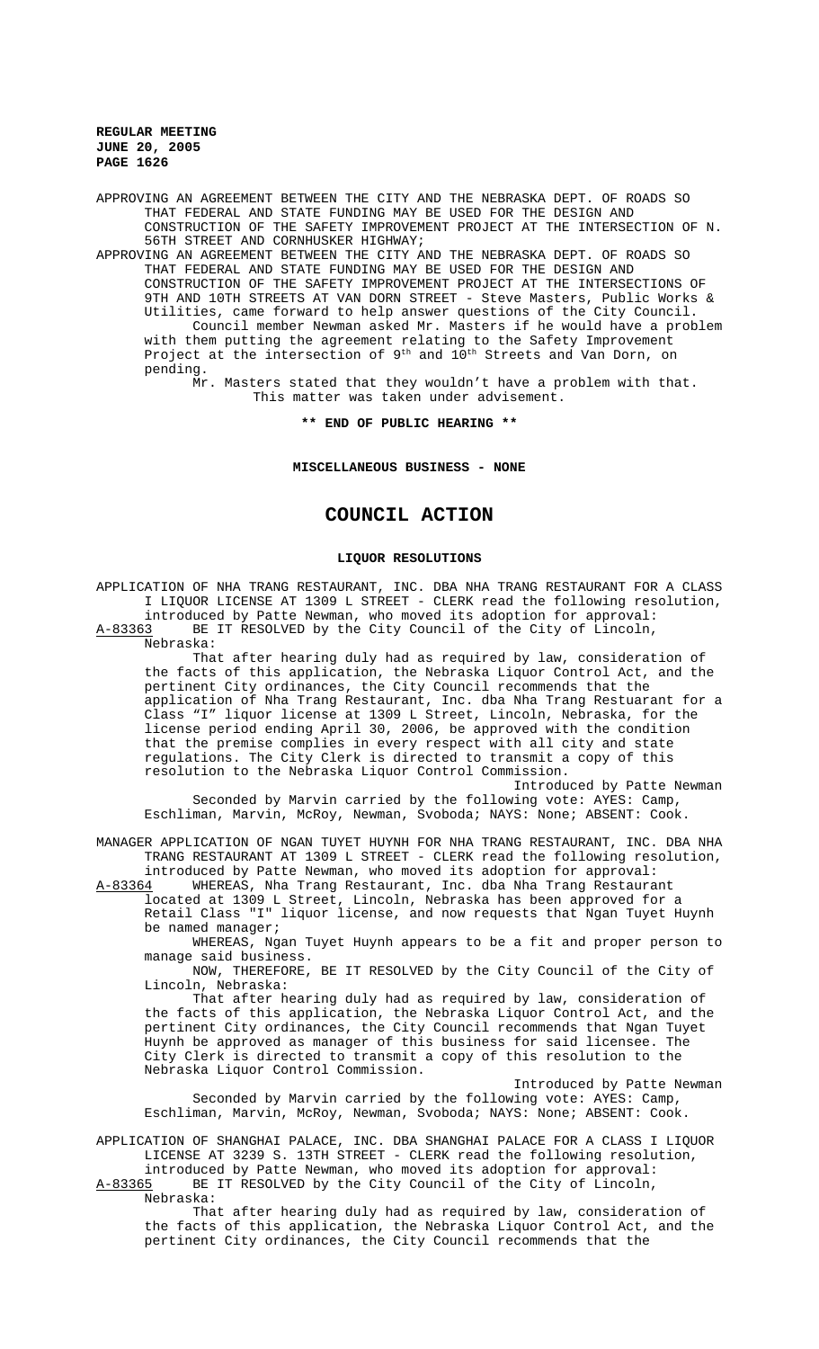APPROVING AN AGREEMENT BETWEEN THE CITY AND THE NEBRASKA DEPT. OF ROADS SO THAT FEDERAL AND STATE FUNDING MAY BE USED FOR THE DESIGN AND CONSTRUCTION OF THE SAFETY IMPROVEMENT PROJECT AT THE INTERSECTION OF N. 56TH STREET AND CORNHUSKER HIGHWAY;

APPROVING AN AGREEMENT BETWEEN THE CITY AND THE NEBRASKA DEPT. OF ROADS SO THAT FEDERAL AND STATE FUNDING MAY BE USED FOR THE DESIGN AND CONSTRUCTION OF THE SAFETY IMPROVEMENT PROJECT AT THE INTERSECTIONS OF 9TH AND 10TH STREETS AT VAN DORN STREET - Steve Masters, Public Works & Utilities, came forward to help answer questions of the City Council.

Council member Newman asked Mr. Masters if he would have a problem with them putting the agreement relating to the Safety Improvement Project at the intersection of 9th and 10th Streets and Van Dorn, on pending.

Mr. Masters stated that they wouldn't have a problem with that.

This matter was taken under advisement.

**\*\* END OF PUBLIC HEARING \*\***

**MISCELLANEOUS BUSINESS - NONE**

# COUNCIL ACTION

**LIQUOR RESOLUTIONS**

APPLICATION OF NHA TRANG RESTAURANT, INC. DBA NHA TRANG RESTAURANT FOR A CLASS I LIQUOR LICENSE AT 1309 L STREET - CLERK read the following resolution, introduced by Patte Newman, who moved its adoption for approval:

A-83363 BE IT RESOLVED by the City Council of the City of Lincoln, Nebraska:

That after hearing duly had as required by law, consideration of the facts of this application, the Nebraska Liquor Control Act, and the pertinent City ordinances, the City Council recommends that the application of Nha Trang Restaurant, Inc. dba Nha Trang Restuarant for a Class "I" liquor license at 1309 L Street, Lincoln, Nebraska, for the license period ending April 30, 2006, be approved with the condition that the premise complies in every respect with all city and state regulations. The City Clerk is directed to transmit a copy of this resolution to the Nebraska Liquor Control Commission.

Introduced by Patte Newman

Seconded by Marvin carried by the following vote: AYES: Camp, Eschliman, Marvin, McRoy, Newman, Svoboda; NAYS: None; ABSENT: Cook.

MANAGER APPLICATION OF NGAN TUYET HUYNH FOR NHA TRANG RESTAURANT, INC. DBA NHA TRANG RESTAURANT AT 1309 L STREET - CLERK read the following resolution, introduced by Patte Newman, who moved its adoption for approval:

A-83364 WHEREAS, Nha Trang Restaurant, Inc. dba Nha Trang Restaurant located at 1309 L Street, Lincoln, Nebraska has been approved for a Retail Class "I" liquor license, and now requests that Ngan Tuyet Huynh be named manager;

WHEREAS, Ngan Tuyet Huynh appears to be a fit and proper person to manage said business.

NOW, THEREFORE, BE IT RESOLVED by the City Council of the City of Lincoln, Nebraska:

That after hearing duly had as required by law, consideration of the facts of this application, the Nebraska Liquor Control Act, and the pertinent City ordinances, the City Council recommends that Ngan Tuyet Huynh be approved as manager of this business for said licensee. The City Clerk is directed to transmit a copy of this resolution to the Nebraska Liquor Control Commission.

Introduced by Patte Newman

Seconded by Marvin carried by the following vote: AYES: Camp, Eschliman, Marvin, McRoy, Newman, Svoboda; NAYS: None; ABSENT: Cook.

APPLICATION OF SHANGHAI PALACE, INC. DBA SHANGHAI PALACE FOR A CLASS I LIQUOR LICENSE AT 3239 S. 13TH STREET - CLERK read the following resolution, introduced by Patte Newman, who moved its adoption for approval:

A-83365 BE IT RESOLVED by the City Council of the City of Lincoln, Nebraska:

That after hearing duly had as required by law, consideration of the facts of this application, the Nebraska Liquor Control Act, and the pertinent City ordinances, the City Council recommends that the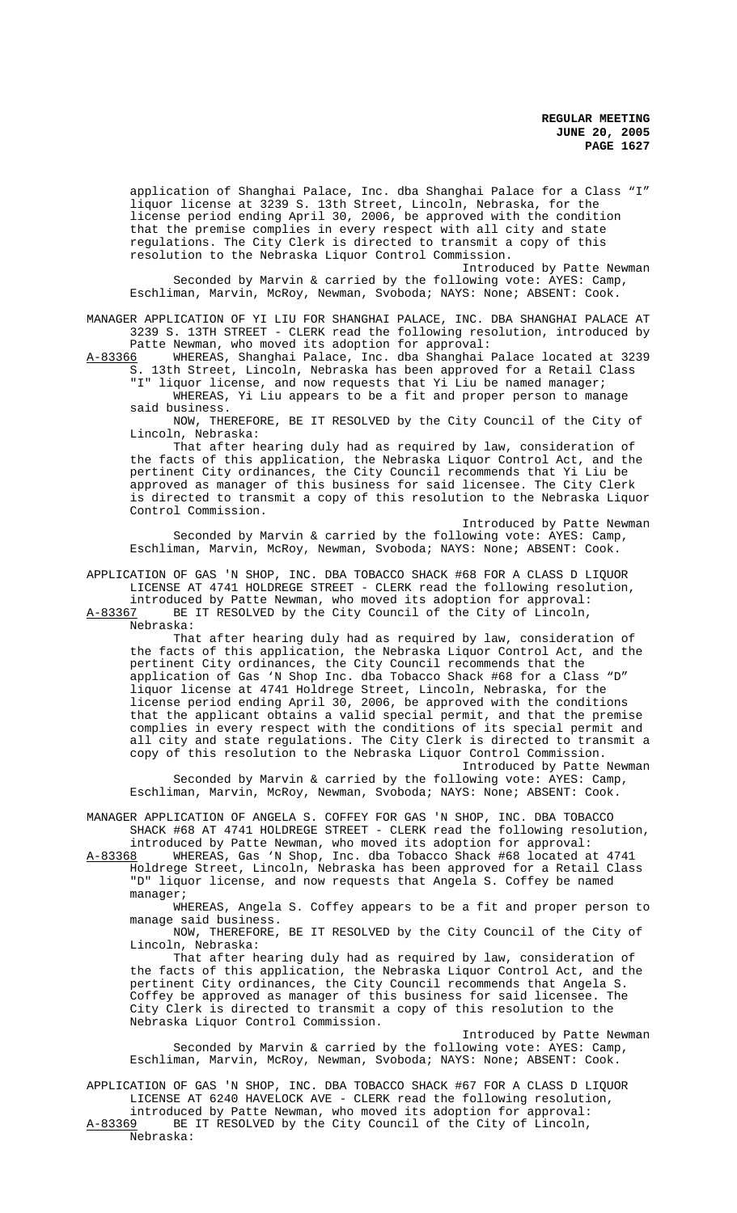application of Shanghai Palace, Inc. dba Shanghai Palace for a Class "I" liquor license at 3239 S. 13th Street, Lincoln, Nebraska, for the license period ending April 30, 2006, be approved with the condition that the premise complies in every respect with all city and state regulations. The City Clerk is directed to transmit a copy of this resolution to the Nebraska Liquor Control Commission.

Introduced by Patte Newman

Seconded by Marvin & carried by the following vote: AYES: Camp, Eschliman, Marvin, McRoy, Newman, Svoboda; NAYS: None; ABSENT: Cook.

MANAGER APPLICATION OF YI LIU FOR SHANGHAI PALACE, INC. DBA SHANGHAI PALACE AT 3239 S. 13TH STREET - CLERK read the following resolution, introduced by Patte Newman, who moved its adoption for approval:

A-83366 WHEREAS, Shanghai Palace, Inc. dba Shanghai Palace located at 3239 S. 13th Street, Lincoln, Nebraska has been approved for a Retail Class "I" liquor license, and now requests that Yi Liu be named manager;

WHEREAS, Yi Liu appears to be a fit and proper person to manage said business.

NOW, THEREFORE, BE IT RESOLVED by the City Council of the City of Lincoln, Nebraska:

That after hearing duly had as required by law, consideration of the facts of this application, the Nebraska Liquor Control Act, and the pertinent City ordinances, the City Council recommends that Yi Liu be approved as manager of this business for said licensee. The City Clerk is directed to transmit a copy of this resolution to the Nebraska Liquor Control Commission.

Introduced by Patte Newman

Seconded by Marvin & carried by the following vote: AYES: Camp, Eschliman, Marvin, McRoy, Newman, Svoboda; NAYS: None; ABSENT: Cook.

APPLICATION OF GAS 'N SHOP, INC. DBA TOBACCO SHACK #68 FOR A CLASS D LIQUOR LICENSE AT 4741 HOLDREGE STREET - CLERK read the following resolution, introduced by Patte Newman, who moved its adoption for approval:

A-83367 BE IT RESOLVED by the City Council of the City of Lincoln, Nebraska:

That after hearing duly had as required by law, consideration of the facts of this application, the Nebraska Liquor Control Act, and the pertinent City ordinances, the City Council recommends that the application of Gas 'N Shop Inc. dba Tobacco Shack #68 for a Class "D" liquor license at 4741 Holdrege Street, Lincoln, Nebraska, for the license period ending April 30, 2006, be approved with the conditions that the applicant obtains a valid special permit, and that the premise complies in every respect with the conditions of its special permit and all city and state regulations. The City Clerk is directed to transmit a copy of this resolution to the Nebraska Liquor Control Commission.

Introduced by Patte Newman

Seconded by Marvin & carried by the following vote: AYES: Camp, Eschliman, Marvin, McRoy, Newman, Svoboda; NAYS: None; ABSENT: Cook.

MANAGER APPLICATION OF ANGELA S. COFFEY FOR GAS 'N SHOP, INC. DBA TOBACCO SHACK #68 AT 4741 HOLDREGE STREET - CLERK read the following resolution, introduced by Patte Newman, who moved its adoption for approval:

A-83368 WHEREAS, Gas 'N Shop, Inc. dba Tobacco Shack #68 located at 4741 Holdrege Street, Lincoln, Nebraska has been approved for a Retail Class "D" liquor license, and now requests that Angela S. Coffey be named manager;

WHEREAS, Angela S. Coffey appears to be a fit and proper person to manage said business.

NOW, THEREFORE, BE IT RESOLVED by the City Council of the City of Lincoln, Nebraska:

That after hearing duly had as required by law, consideration of the facts of this application, the Nebraska Liquor Control Act, and the pertinent City ordinances, the City Council recommends that Angela S. Coffey be approved as manager of this business for said licensee. The City Clerk is directed to transmit a copy of this resolution to the Nebraska Liquor Control Commission.

Introduced by Patte Newman

Seconded by Marvin & carried by the following vote: AYES: Camp, Eschliman, Marvin, McRoy, Newman, Svoboda; NAYS: None; ABSENT: Cook.

APPLICATION OF GAS 'N SHOP, INC. DBA TOBACCO SHACK #67 FOR A CLASS D LIQUOR LICENSE AT 6240 HAVELOCK AVE - CLERK read the following resolution, introduced by Patte Newman, who moved its adoption for approval:

A-83369 BE IT RESOLVED by the City Council of the City of Lincoln, Nebraska: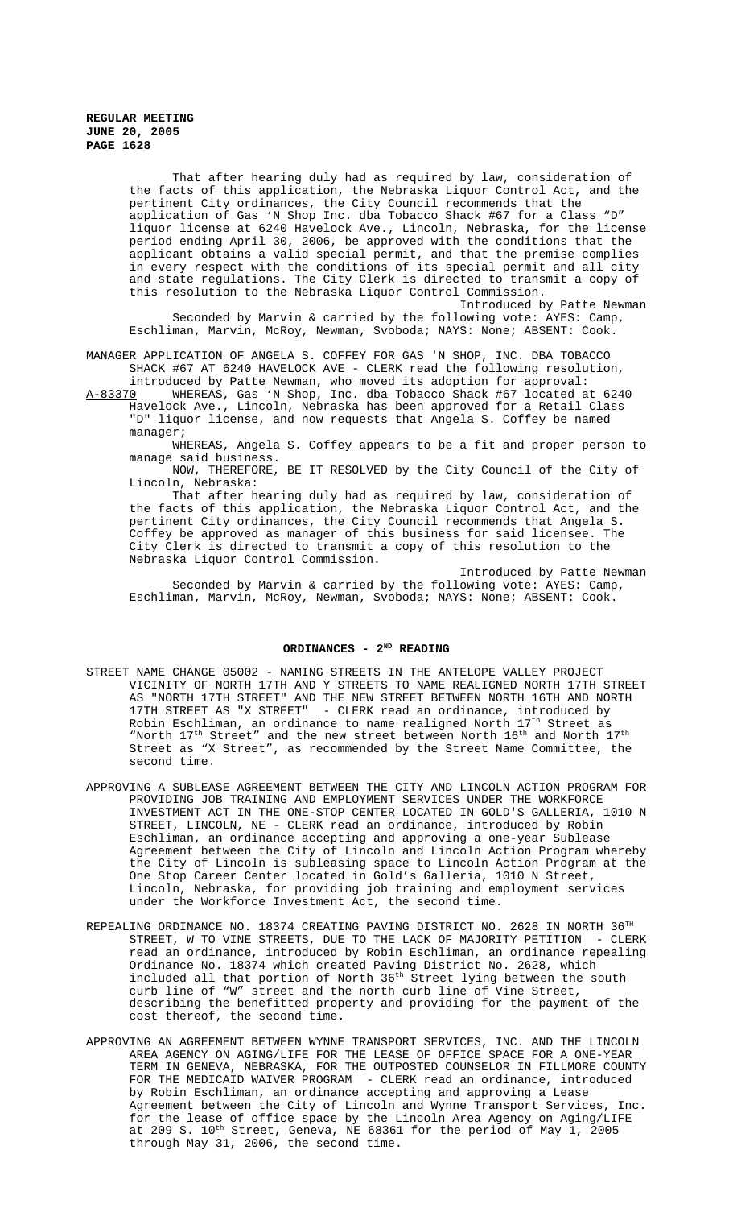That after hearing duly had as required by law, consideration of the facts of this application, the Nebraska Liquor Control Act, and the pertinent City ordinances, the City Council recommends that the application of Gas 'N Shop Inc. dba Tobacco Shack #67 for a Class "D" liquor license at 6240 Havelock Ave., Lincoln, Nebraska, for the license period ending April 30, 2006, be approved with the conditions that the applicant obtains a valid special permit, and that the premise complies in every respect with the conditions of its special permit and all city and state regulations. The City Clerk is directed to transmit a copy of this resolution to the Nebraska Liquor Control Commission.

Introduced by Patte Newman

Seconded by Marvin & carried by the following vote: AYES: Camp, Eschliman, Marvin, McRoy, Newman, Svoboda; NAYS: None; ABSENT: Cook.

MANAGER APPLICATION OF ANGELA S. COFFEY FOR GAS 'N SHOP, INC. DBA TOBACCO SHACK #67 AT 6240 HAVELOCK AVE - CLERK read the following resolution, introduced by Patte Newman, who moved its adoption for approval:

A-83370 WHEREAS, Gas 'N Shop, Inc. dba Tobacco Shack #67 located at 6240 Havelock Ave., Lincoln, Nebraska has been approved for a Retail Class "D" liquor license, and now requests that Angela S. Coffey be named manager;

WHEREAS, Angela S. Coffey appears to be a fit and proper person to manage said business.

NOW, THEREFORE, BE IT RESOLVED by the City Council of the City of Lincoln, Nebraska:

That after hearing duly had as required by law, consideration of the facts of this application, the Nebraska Liquor Control Act, and the pertinent City ordinances, the City Council recommends that Angela S. Coffey be approved as manager of this business for said licensee. The City Clerk is directed to transmit a copy of this resolution to the Nebraska Liquor Control Commission.

Introduced by Patte Newman

Seconded by Marvin & carried by the following vote: AYES: Camp, Eschliman, Marvin, McRoy, Newman, Svoboda; NAYS: None; ABSENT: Cook.

## ORDINANCES - 2ND READING

STREET NAME CHANGE 05002 - NAMING STREETS IN THE ANTELOPE VALLEY PROJECT VICINITY OF NORTH 17TH AND Y STREETS TO NAME REALIGNED NORTH 17TH STREET AS "NORTH 17TH STREET" AND THE NEW STREET BETWEEN NORTH 16TH AND NORTH 17TH STREET AS "X STREET" - CLERK read an ordinance, introduced by Robin Eschliman, an ordinance to name realigned North 17th Street as "North 17th Street" and the new street between North 16th and North 17th Street as "X Street", as recommended by the Street Name Committee, the second time.

APPROVING A SUBLEASE AGREEMENT BETWEEN THE CITY AND LINCOLN ACTION PROGRAM FOR PROVIDING JOB TRAINING AND EMPLOYMENT SERVICES UNDER THE WORKFORCE INVESTMENT ACT IN THE ONE-STOP CENTER LOCATED IN GOLD'S GALLERIA, 1010 N STREET, LINCOLN, NE - CLERK read an ordinance, introduced by Robin Eschliman, an ordinance accepting and approving a one-year Sublease Agreement between the City of Lincoln and Lincoln Action Program whereby the City of Lincoln is subleasing space to Lincoln Action Program at the One Stop Career Center located in Gold's Galleria, 1010 N Street, Lincoln, Nebraska, for providing job training and employment services under the Workforce Investment Act, the second time.

REPEALING ORDINANCE NO. 18374 CREATING PAVING DISTRICT NO. 2628 IN NORTH 36TH STREET, W TO VINE STREETS, DUE TO THE LACK OF MAJORITY PETITION - CLERK read an ordinance, introduced by Robin Eschliman, an ordinance repealing Ordinance No. 18374 which created Paving District No. 2628, which included all that portion of North 36th Street lying between the south curb line of "W" street and the north curb line of Vine Street, describing the benefitted property and providing for the payment of the cost thereof, the second time.

APPROVING AN AGREEMENT BETWEEN WYNNE TRANSPORT SERVICES, INC. AND THE LINCOLN AREA AGENCY ON AGING/LIFE FOR THE LEASE OF OFFICE SPACE FOR A ONE-YEAR TERM IN GENEVA, NEBRASKA, FOR THE OUTPOSTED COUNSELOR IN FILLMORE COUNTY FOR THE MEDICAID WAIVER PROGRAM - CLERK read an ordinance, introduced by Robin Eschliman, an ordinance accepting and approving a Lease Agreement between the City of Lincoln and Wynne Transport Services, Inc. for the lease of office space by the Lincoln Area Agency on Aging/LIFE at 209 S. 10th Street, Geneva, NE 68361 for the period of May 1, 2005 through May 31, 2006, the second time.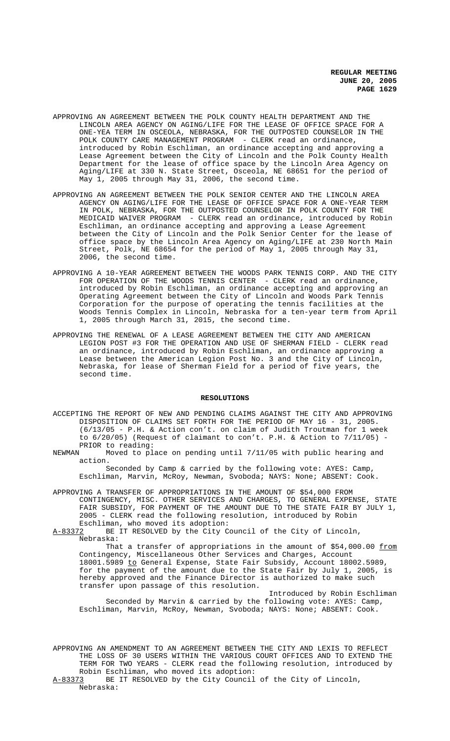APPROVING AN AGREEMENT BETWEEN THE POLK COUNTY HEALTH DEPARTMENT AND THE LINCOLN AREA AGENCY ON AGING/LIFE FOR THE LEASE OF OFFICE SPACE FOR A ONE-YEA TERM IN OSCEOLA, NEBRASKA, FOR THE OUTPOSTED COUNSELOR IN THE POLK COUNTY CARE MANAGEMENT PROGRAM - CLERK read an ordinance, introduced by Robin Eschliman, an ordinance accepting and approving a Lease Agreement between the City of Lincoln and the Polk County Health Department for the lease of office space by the Lincoln Area Agency on Aging/LIFE at 330 N. State Street, Osceola, NE 68651 for the period of May 1, 2005 through May 31, 2006, the second time.

APPROVING AN AGREEMENT BETWEEN THE POLK SENIOR CENTER AND THE LINCOLN AREA AGENCY ON AGING/LIFE FOR THE LEASE OF OFFICE SPACE FOR A ONE-YEAR TERM IN POLK, NEBRASKA, FOR THE OUTPOSTED COUNSELOR IN POLK COUNTY FOR THE MEDICAID WAIVER PROGRAM - CLERK read an ordinance, introduced by Robin Eschliman, an ordinance accepting and approving a Lease Agreement between the City of Lincoln and the Polk Senior Center for the lease of office space by the Lincoln Area Agency on Aging/LIFE at 230 North Main Street, Polk, NE 68654 for the period of May 1, 2005 through May 31, 2006, the second time.

APPROVING A 10-YEAR AGREEMENT BETWEEN THE WOODS PARK TENNIS CORP. AND THE CITY FOR OPERATION OF THE WOODS TENNIS CENTER - CLERK read an ordinance, introduced by Robin Eschliman, an ordinance accepting and approving an Operating Agreement between the City of Lincoln and Woods Park Tennis Corporation for the purpose of operating the tennis facilities at the Woods Tennis Complex in Lincoln, Nebraska for a ten-year term from April 1, 2005 through March 31, 2015, the second time.

APPROVING THE RENEWAL OF A LEASE AGREEMENT BETWEEN THE CITY AND AMERICAN LEGION POST #3 FOR THE OPERATION AND USE OF SHERMAN FIELD - CLERK read an ordinance, introduced by Robin Eschliman, an ordinance approving a Lease between the American Legion Post No. 3 and the City of Lincoln, Nebraska, for lease of Sherman Field for a period of five years, the second time.

## RESOLUTIONS

ACCEPTING THE REPORT OF NEW AND PENDING CLAIMS AGAINST THE CITY AND APPROVING DISPOSITION OF CLAIMS SET FORTH FOR THE PERIOD OF MAY 16 - 31, 2005. (6/13/05 - P.H. & Action con't. on claim of Judith Troutman for 1 week to 6/20/05) (Request of claimant to con't. P.H. & Action to 7/11/05) - PRIOR to reading:

NEWMAN Moved to place on pending until 7/11/05 with public hearing and action.

Seconded by Camp & carried by the following vote: AYES: Camp, Eschliman, Marvin, McRoy, Newman, Svoboda; NAYS: None; ABSENT: Cook.

APPROVING A TRANSFER OF APPROPRIATIONS IN THE AMOUNT OF $54,000 FROM CONTINGENCY, MISC. OTHER SERVICES AND CHARGES, TO GENERAL EXPENSE, STATE FAIR SUBSIDY, FOR PAYMENT OF THE AMOUNT DUE TO THE STATE FAIR BY JULY 1, 2005 - CLERK read the following resolution, introduced by Robin Eschliman, who moved its adoption:

A-83372 BE IT RESOLVED by the City Council of the City of Lincoln, Nebraska:

That a transfer of appropriations in the amount of $54,000.00 from Contingency, Miscellaneous Other Services and Charges, Account 18001.5989 to General Expense, State Fair Subsidy, Account 18002.5989, for the payment of the amount due to the State Fair by July 1, 2005, is hereby approved and the Finance Director is authorized to make such transfer upon passage of this resolution.

Introduced by Robin Eschliman

Seconded by Marvin & carried by the following vote: AYES: Camp, Eschliman, Marvin, McRoy, Newman, Svoboda; NAYS: None; ABSENT: Cook.

APPROVING AN AMENDMENT TO AN AGREEMENT BETWEEN THE CITY AND LEXIS TO REFLECT THE LOSS OF 30 USERS WITHIN THE VARIOUS COURT OFFICES AND TO EXTEND THE TERM FOR TWO YEARS - CLERK read the following resolution, introduced by Robin Eschliman, who moved its adoption:

A-83373 BE IT RESOLVED by the City Council of the City of Lincoln, Nebraska: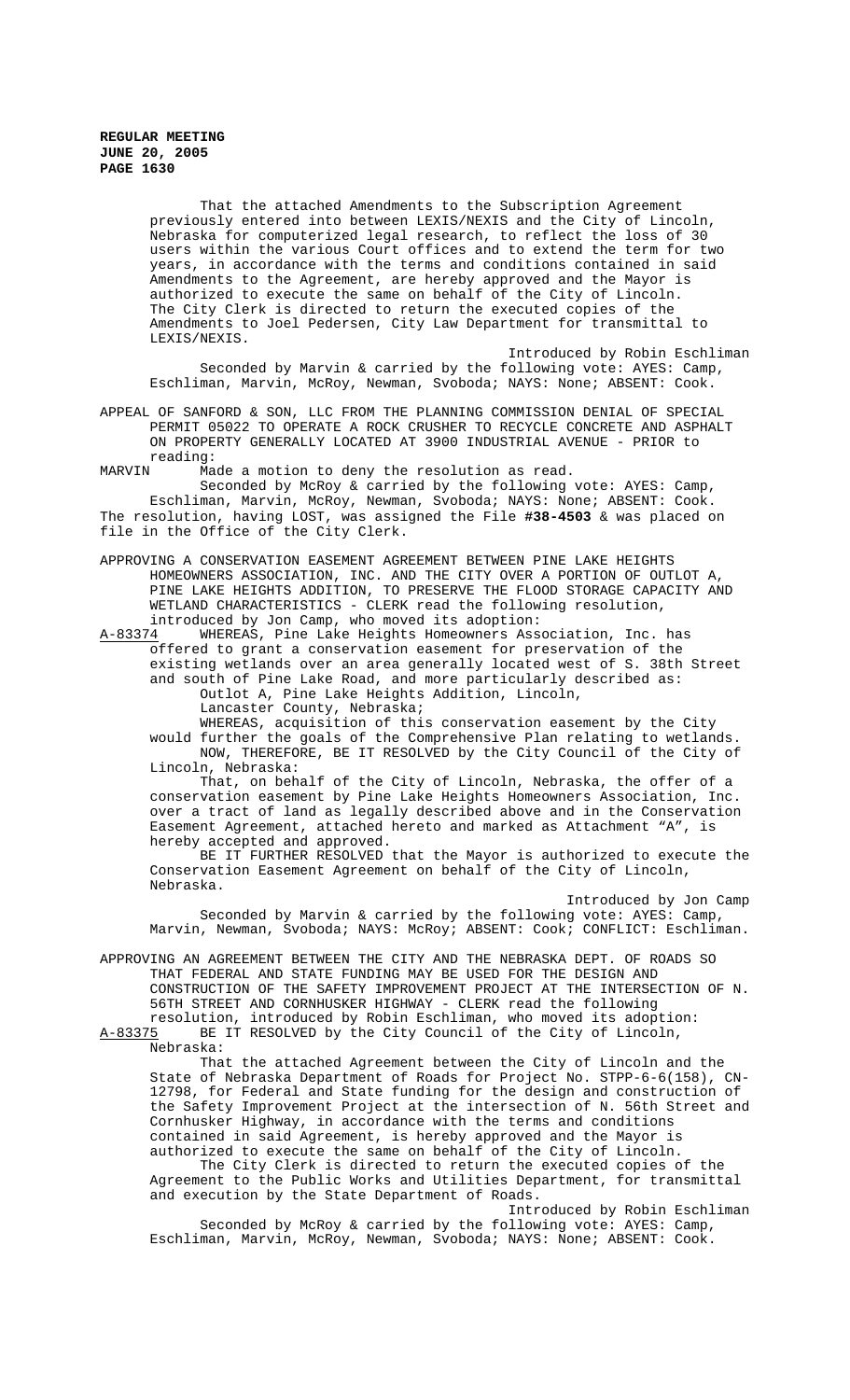That the attached Amendments to the Subscription Agreement previously entered into between LEXIS/NEXIS and the City of Lincoln, Nebraska for computerized legal research, to reflect the loss of 30 users within the various Court offices and to extend the term for two years, in accordance with the terms and conditions contained in said Amendments to the Agreement, are hereby approved and the Mayor is authorized to execute the same on behalf of the City of Lincoln. The City Clerk is directed to return the executed copies of the Amendments to Joel Pedersen, City Law Department for transmittal to LEXIS/NEXIS.

Introduced by Robin Eschliman

Seconded by Marvin & carried by the following vote: AYES: Camp, Eschliman, Marvin, McRoy, Newman, Svoboda; NAYS: None; ABSENT: Cook.

APPEAL OF SANFORD & SON, LLC FROM THE PLANNING COMMISSION DENIAL OF SPECIAL PERMIT 05022 TO OPERATE A ROCK CRUSHER TO RECYCLE CONCRETE AND ASPHALT ON PROPERTY GENERALLY LOCATED AT 3900 INDUSTRIAL AVENUE - PRIOR to reading:

MARVIN Made a motion to deny the resolution as read.

Seconded by McRoy & carried by the following vote: AYES: Camp, Eschliman, Marvin, McRoy, Newman, Svoboda; NAYS: None; ABSENT: Cook.

The resolution, having LOST, was assigned the File **#38-4503** & was placed on file in the Office of the City Clerk.

APPROVING A CONSERVATION EASEMENT AGREEMENT BETWEEN PINE LAKE HEIGHTS HOMEOWNERS ASSOCIATION, INC. AND THE CITY OVER A PORTION OF OUTLOT A, PINE LAKE HEIGHTS ADDITION, TO PRESERVE THE FLOOD STORAGE CAPACITY AND WETLAND CHARACTERISTICS - CLERK read the following resolution, introduced by Jon Camp, who moved its adoption:

A-83374 WHEREAS, Pine Lake Heights Homeowners Association, Inc. has offered to grant a conservation easement for preservation of the existing wetlands over an area generally located west of S. 38th Street and south of Pine Lake Road, and more particularly described as:

Outlot A, Pine Lake Heights Addition, Lincoln, Lancaster County, Nebraska;

WHEREAS, acquisition of this conservation easement by the City would further the goals of the Comprehensive Plan relating to wetlands.

NOW, THEREFORE, BE IT RESOLVED by the City Council of the City of Lincoln, Nebraska:

That, on behalf of the City of Lincoln, Nebraska, the offer of a conservation easement by Pine Lake Heights Homeowners Association, Inc. over a tract of land as legally described above and in the Conservation Easement Agreement, attached hereto and marked as Attachment "A", is hereby accepted and approved.

BE IT FURTHER RESOLVED that the Mayor is authorized to execute the Conservation Easement Agreement on behalf of the City of Lincoln, Nebraska.

Introduced by Jon Camp

Seconded by Marvin & carried by the following vote: AYES: Camp, Marvin, Newman, Svoboda; NAYS: McRoy; ABSENT: Cook; CONFLICT: Eschliman.

APPROVING AN AGREEMENT BETWEEN THE CITY AND THE NEBRASKA DEPT. OF ROADS SO THAT FEDERAL AND STATE FUNDING MAY BE USED FOR THE DESIGN AND CONSTRUCTION OF THE SAFETY IMPROVEMENT PROJECT AT THE INTERSECTION OF N. 56TH STREET AND CORNHUSKER HIGHWAY - CLERK read the following resolution, introduced by Robin Eschliman, who moved its adoption:

A-83375 BE IT RESOLVED by the City Council of the City of Lincoln, Nebraska:

That the attached Agreement between the City of Lincoln and the State of Nebraska Department of Roads for Project No. STPP-6-6(158), CN-12798, for Federal and State funding for the design and construction of the Safety Improvement Project at the intersection of N. 56th Street and Cornhusker Highway, in accordance with the terms and conditions contained in said Agreement, is hereby approved and the Mayor is authorized to execute the same on behalf of the City of Lincoln.

The City Clerk is directed to return the executed copies of the Agreement to the Public Works and Utilities Department, for transmittal and execution by the State Department of Roads.

Introduced by Robin Eschliman

Seconded by McRoy & carried by the following vote: AYES: Camp, Eschliman, Marvin, McRoy, Newman, Svoboda; NAYS: None; ABSENT: Cook.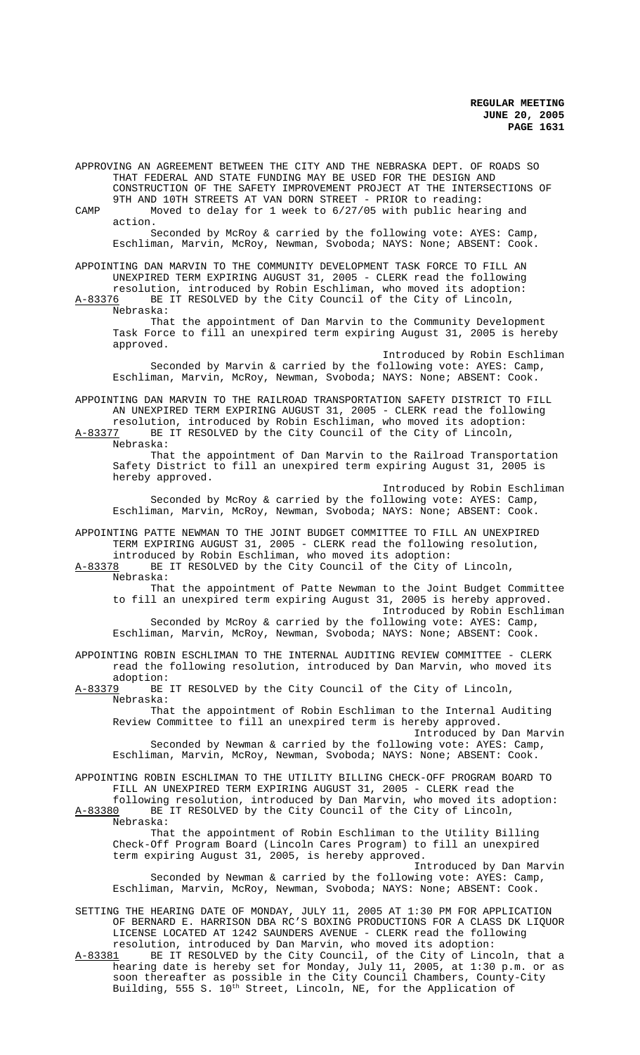APPROVING AN AGREEMENT BETWEEN THE CITY AND THE NEBRASKA DEPT. OF ROADS SO THAT FEDERAL AND STATE FUNDING MAY BE USED FOR THE DESIGN AND CONSTRUCTION OF THE SAFETY IMPROVEMENT PROJECT AT THE INTERSECTIONS OF 9TH AND 10TH STREETS AT VAN DORN STREET - PRIOR to reading:

CAMP Moved to delay for 1 week to 6/27/05 with public hearing and action.

Seconded by McRoy & carried by the following vote: AYES: Camp, Eschliman, Marvin, McRoy, Newman, Svoboda; NAYS: None; ABSENT: Cook.

APPOINTING DAN MARVIN TO THE COMMUNITY DEVELOPMENT TASK FORCE TO FILL AN UNEXPIRED TERM EXPIRING AUGUST 31, 2005 - CLERK read the following resolution, introduced by Robin Eschliman, who moved its adoption:

A-83376 BE IT RESOLVED by the City Council of the City of Lincoln, Nebraska:

That the appointment of Dan Marvin to the Community Development Task Force to fill an unexpired term expiring August 31, 2005 is hereby approved.

Introduced by Robin Eschliman

Seconded by Marvin & carried by the following vote: AYES: Camp, Eschliman, Marvin, McRoy, Newman, Svoboda; NAYS: None; ABSENT: Cook.

APPOINTING DAN MARVIN TO THE RAILROAD TRANSPORTATION SAFETY DISTRICT TO FILL AN UNEXPIRED TERM EXPIRING AUGUST 31, 2005 - CLERK read the following resolution, introduced by Robin Eschliman, who moved its adoption:

A-83377 BE IT RESOLVED by the City Council of the City of Lincoln, Nebraska:

That the appointment of Dan Marvin to the Railroad Transportation Safety District to fill an unexpired term expiring August 31, 2005 is hereby approved.

Introduced by Robin Eschliman

Seconded by McRoy & carried by the following vote: AYES: Camp, Eschliman, Marvin, McRoy, Newman, Svoboda; NAYS: None; ABSENT: Cook.

APPOINTING PATTE NEWMAN TO THE JOINT BUDGET COMMITTEE TO FILL AN UNEXPIRED TERM EXPIRING AUGUST 31, 2005 - CLERK read the following resolution, introduced by Robin Eschliman, who moved its adoption:

A-83378 BE IT RESOLVED by the City Council of the City of Lincoln, Nebraska:

That the appointment of Patte Newman to the Joint Budget Committee to fill an unexpired term expiring August 31, 2005 is hereby approved.

Introduced by Robin Eschliman

Seconded by McRoy & carried by the following vote: AYES: Camp, Eschliman, Marvin, McRoy, Newman, Svoboda; NAYS: None; ABSENT: Cook.

APPOINTING ROBIN ESCHLIMAN TO THE INTERNAL AUDITING REVIEW COMMITTEE - CLERK read the following resolution, introduced by Dan Marvin, who moved its adoption:

A-83379 BE IT RESOLVED by the City Council of the City of Lincoln, Nebraska:

That the appointment of Robin Eschliman to the Internal Auditing Review Committee to fill an unexpired term is hereby approved.

Introduced by Dan Marvin

Seconded by Newman & carried by the following vote: AYES: Camp, Eschliman, Marvin, McRoy, Newman, Svoboda; NAYS: None; ABSENT: Cook.

APPOINTING ROBIN ESCHLIMAN TO THE UTILITY BILLING CHECK-OFF PROGRAM BOARD TO FILL AN UNEXPIRED TERM EXPIRING AUGUST 31, 2005 - CLERK read the following resolution, introduced by Dan Marvin, who moved its adoption:

A-83380 BE IT RESOLVED by the City Council of the City of Lincoln, Nebraska:

That the appointment of Robin Eschliman to the Utility Billing Check-Off Program Board (Lincoln Cares Program) to fill an unexpired term expiring August 31, 2005, is hereby approved.

Introduced by Dan Marvin

Seconded by Newman & carried by the following vote: AYES: Camp, Eschliman, Marvin, McRoy, Newman, Svoboda; NAYS: None; ABSENT: Cook.

SETTING THE HEARING DATE OF MONDAY, JULY 11, 2005 AT 1:30 PM FOR APPLICATION OF BERNARD E. HARRISON DBA RC'S BOXING PRODUCTIONS FOR A CLASS DK LIQUOR LICENSE LOCATED AT 1242 SAUNDERS AVENUE - CLERK read the following resolution, introduced by Dan Marvin, who moved its adoption:

A-83381 BE IT RESOLVED by the City Council, of the City of Lincoln, that a hearing date is hereby set for Monday, July 11, 2005, at 1:30 p.m. or as soon thereafter as possible in the City Council Chambers, County-City Building, 555 S. 10th Street, Lincoln, NE, for the Application of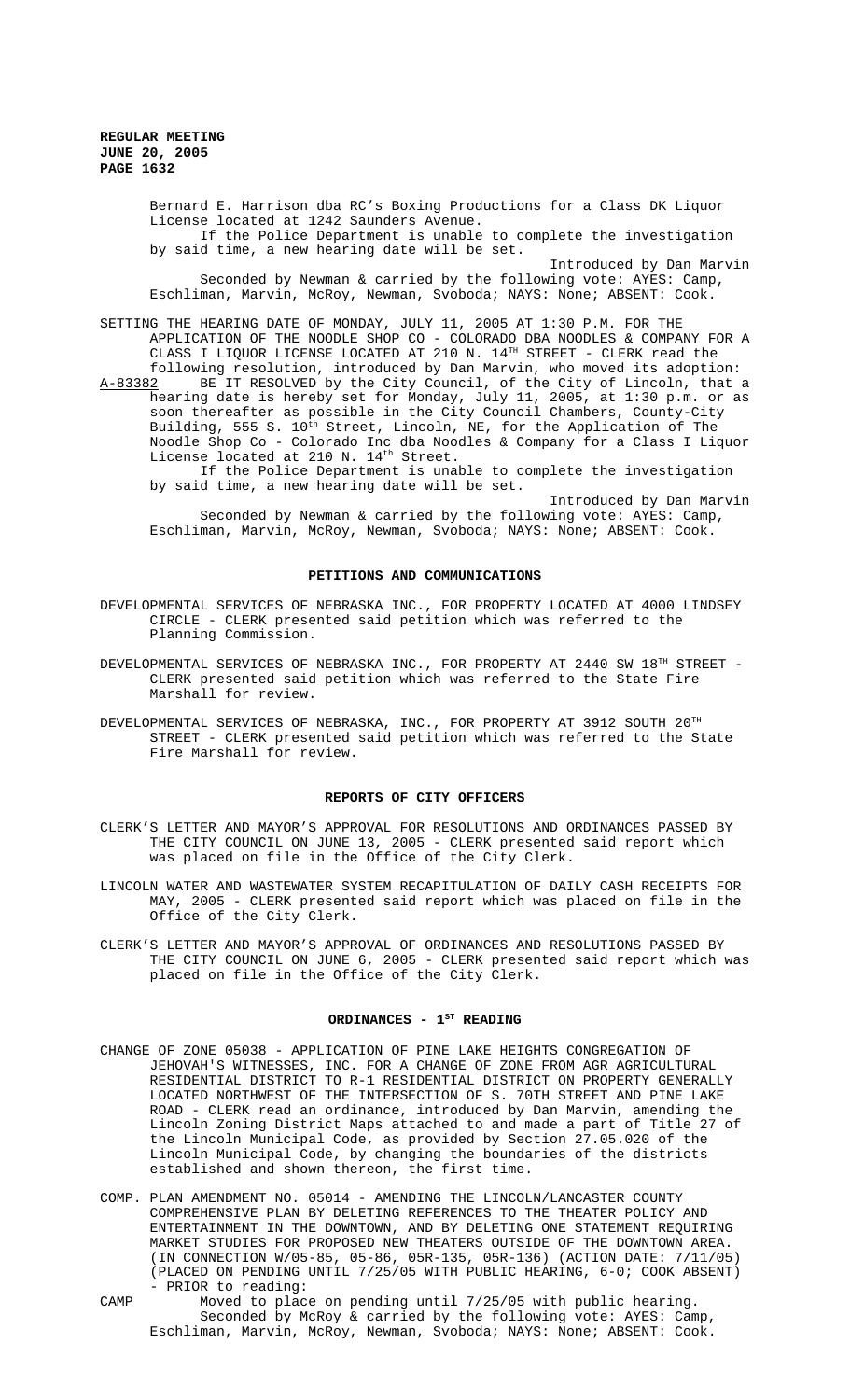Bernard E. Harrison dba RC's Boxing Productions for a Class DK Liquor License located at 1242 Saunders Avenue.

If the Police Department is unable to complete the investigation by said time, a new hearing date will be set.

Introduced by Dan Marvin

Seconded by Newman & carried by the following vote: AYES: Camp, Eschliman, Marvin, McRoy, Newman, Svoboda; NAYS: None; ABSENT: Cook.

SETTING THE HEARING DATE OF MONDAY, JULY 11, 2005 AT 1:30 P.M. FOR THE APPLICATION OF THE NOODLE SHOP CO - COLORADO DBA NOODLES & COMPANY FOR A CLASS I LIQUOR LICENSE LOCATED AT 210 N. 14TH STREET - CLERK read the following resolution, introduced by Dan Marvin, who moved its adoption:

A-83382 BE IT RESOLVED by the City Council, of the City of Lincoln, that a hearing date is hereby set for Monday, July 11, 2005, at 1:30 p.m. or as soon thereafter as possible in the City Council Chambers, County-City Building, 555 S. 10th Street, Lincoln, NE, for the Application of The Noodle Shop Co - Colorado Inc dba Noodles & Company for a Class I Liquor License located at 210 N. 14th Street.

If the Police Department is unable to complete the investigation by said time, a new hearing date will be set.

Introduced by Dan Marvin

Seconded by Newman & carried by the following vote: AYES: Camp, Eschliman, Marvin, McRoy, Newman, Svoboda; NAYS: None; ABSENT: Cook.

## PETITIONS AND COMMUNICATIONS

DEVELOPMENTAL SERVICES OF NEBRASKA INC., FOR PROPERTY LOCATED AT 4000 LINDSEY CIRCLE - CLERK presented said petition which was referred to the Planning Commission.

DEVELOPMENTAL SERVICES OF NEBRASKA INC., FOR PROPERTY AT 2440 SW 18TH STREET - CLERK presented said petition which was referred to the State Fire Marshall for review.

DEVELOPMENTAL SERVICES OF NEBRASKA, INC., FOR PROPERTY AT 3912 SOUTH 20TH STREET - CLERK presented said petition which was referred to the State Fire Marshall for review.

## REPORTS OF CITY OFFICERS

CLERK'S LETTER AND MAYOR'S APPROVAL FOR RESOLUTIONS AND ORDINANCES PASSED BY THE CITY COUNCIL ON JUNE 13, 2005 - CLERK presented said report which was placed on file in the Office of the City Clerk.

LINCOLN WATER AND WASTEWATER SYSTEM RECAPITULATION OF DAILY CASH RECEIPTS FOR MAY, 2005 - CLERK presented said report which was placed on file in the Office of the City Clerk.

CLERK'S LETTER AND MAYOR'S APPROVAL OF ORDINANCES AND RESOLUTIONS PASSED BY THE CITY COUNCIL ON JUNE 6, 2005 - CLERK presented said report which was placed on file in the Office of the City Clerk.

## ORDINANCES - 1ST READING

CHANGE OF ZONE 05038 - APPLICATION OF PINE LAKE HEIGHTS CONGREGATION OF JEHOVAH'S WITNESSES, INC. FOR A CHANGE OF ZONE FROM AGR AGRICULTURAL RESIDENTIAL DISTRICT TO R-1 RESIDENTIAL DISTRICT ON PROPERTY GENERALLY LOCATED NORTHWEST OF THE INTERSECTION OF S. 70TH STREET AND PINE LAKE ROAD - CLERK read an ordinance, introduced by Dan Marvin, amending the Lincoln Zoning District Maps attached to and made a part of Title 27 of the Lincoln Municipal Code, as provided by Section 27.05.020 of the Lincoln Municipal Code, by changing the boundaries of the districts established and shown thereon, the first time.

COMP. PLAN AMENDMENT NO. 05014 - AMENDING THE LINCOLN/LANCASTER COUNTY COMPREHENSIVE PLAN BY DELETING REFERENCES TO THE THEATER POLICY AND ENTERTAINMENT IN THE DOWNTOWN, AND BY DELETING ONE STATEMENT REQUIRING MARKET STUDIES FOR PROPOSED NEW THEATERS OUTSIDE OF THE DOWNTOWN AREA. (IN CONNECTION W/05-85, 05-86, 05R-135, 05R-136) (ACTION DATE: 7/11/05) (PLACED ON PENDING UNTIL 7/25/05 WITH PUBLIC HEARING, 6-0; COOK ABSENT) - PRIOR to reading:

CAMP Moved to place on pending until 7/25/05 with public hearing.

Seconded by McRoy & carried by the following vote: AYES: Camp, Eschliman, Marvin, McRoy, Newman, Svoboda; NAYS: None; ABSENT: Cook.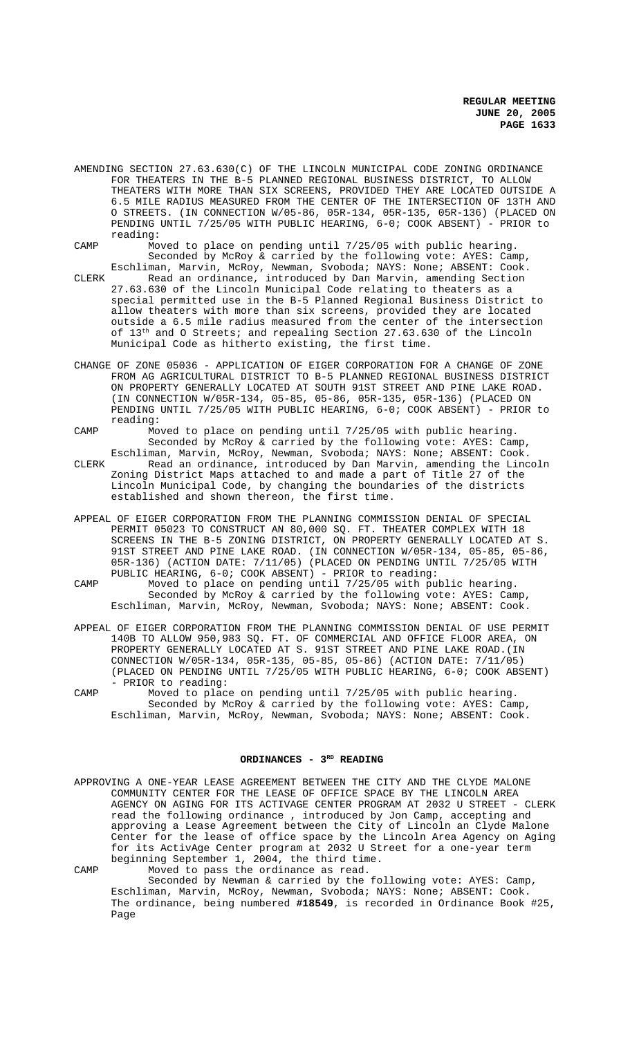AMENDING SECTION 27.63.630(C) OF THE LINCOLN MUNICIPAL CODE ZONING ORDINANCE FOR THEATERS IN THE B-5 PLANNED REGIONAL BUSINESS DISTRICT, TO ALLOW THEATERS WITH MORE THAN SIX SCREENS, PROVIDED THEY ARE LOCATED OUTSIDE A 6.5 MILE RADIUS MEASURED FROM THE CENTER OF THE INTERSECTION OF 13TH AND O STREETS. (IN CONNECTION W/05-86, 05R-134, 05R-135, 05R-136) (PLACED ON PENDING UNTIL 7/25/05 WITH PUBLIC HEARING, 6-0; COOK ABSENT) - PRIOR to reading:

CAMP Moved to place on pending until 7/25/05 with public hearing. Seconded by McRoy & carried by the following vote: AYES: Camp, Eschliman, Marvin, McRoy, Newman, Svoboda; NAYS: None; ABSENT: Cook.

CLERK Read an ordinance, introduced by Dan Marvin, amending Section 27.63.630 of the Lincoln Municipal Code relating to theaters as a special permitted use in the B-5 Planned Regional Business District to allow theaters with more than six screens, provided they are located outside a 6.5 mile radius measured from the center of the intersection of 13th and O Streets; and repealing Section 27.63.630 of the Lincoln Municipal Code as hitherto existing, the first time.

CHANGE OF ZONE 05036 - APPLICATION OF EIGER CORPORATION FOR A CHANGE OF ZONE FROM AG AGRICULTURAL DISTRICT TO B-5 PLANNED REGIONAL BUSINESS DISTRICT ON PROPERTY GENERALLY LOCATED AT SOUTH 91ST STREET AND PINE LAKE ROAD. (IN CONNECTION W/05R-134, 05-85, 05-86, 05R-135, 05R-136) (PLACED ON PENDING UNTIL 7/25/05 WITH PUBLIC HEARING, 6-0; COOK ABSENT) - PRIOR to reading:

CAMP Moved to place on pending until 7/25/05 with public hearing. Seconded by McRoy & carried by the following vote: AYES: Camp, Eschliman, Marvin, McRoy, Newman, Svoboda; NAYS: None; ABSENT: Cook.

CLERK Read an ordinance, introduced by Dan Marvin, amending the Lincoln Zoning District Maps attached to and made a part of Title 27 of the Lincoln Municipal Code, by changing the boundaries of the districts established and shown thereon, the first time.

APPEAL OF EIGER CORPORATION FROM THE PLANNING COMMISSION DENIAL OF SPECIAL PERMIT 05023 TO CONSTRUCT AN 80,000 SQ. FT. THEATER COMPLEX WITH 18 SCREENS IN THE B-5 ZONING DISTRICT, ON PROPERTY GENERALLY LOCATED AT S. 91ST STREET AND PINE LAKE ROAD. (IN CONNECTION W/05R-134, 05-85, 05-86, 05R-136) (ACTION DATE: 7/11/05) (PLACED ON PENDING UNTIL 7/25/05 WITH PUBLIC HEARING, 6-0; COOK ABSENT) - PRIOR to reading:

CAMP Moved to place on pending until 7/25/05 with public hearing. Seconded by McRoy & carried by the following vote: AYES: Camp, Eschliman, Marvin, McRoy, Newman, Svoboda; NAYS: None; ABSENT: Cook.

APPEAL OF EIGER CORPORATION FROM THE PLANNING COMMISSION DENIAL OF USE PERMIT 140B TO ALLOW 950,983 SQ. FT. OF COMMERCIAL AND OFFICE FLOOR AREA, ON PROPERTY GENERALLY LOCATED AT S. 91ST STREET AND PINE LAKE ROAD.(IN CONNECTION W/05R-134, 05R-135, 05-85, 05-86) (ACTION DATE: 7/11/05) (PLACED ON PENDING UNTIL 7/25/05 WITH PUBLIC HEARING, 6-0; COOK ABSENT) - PRIOR to reading:

CAMP Moved to place on pending until 7/25/05 with public hearing. Seconded by McRoy & carried by the following vote: AYES: Camp, Eschliman, Marvin, McRoy, Newman, Svoboda; NAYS: None; ABSENT: Cook.

## ORDINANCES - 3RD READING

APPROVING A ONE-YEAR LEASE AGREEMENT BETWEEN THE CITY AND THE CLYDE MALONE COMMUNITY CENTER FOR THE LEASE OF OFFICE SPACE BY THE LINCOLN AREA AGENCY ON AGING FOR ITS ACTIVAGE CENTER PROGRAM AT 2032 U STREET - CLERK read the following ordinance , introduced by Jon Camp, accepting and approving a Lease Agreement between the City of Lincoln an Clyde Malone Center for the lease of office space by the Lincoln Area Agency on Aging for its ActivAge Center program at 2032 U Street for a one-year term beginning September 1, 2004, the third time.

CAMP Moved to pass the ordinance as read. Seconded by Newman & carried by the following vote: AYES: Camp, Eschliman, Marvin, McRoy, Newman, Svoboda; NAYS: None; ABSENT: Cook. The ordinance, being numbered **#18549**, is recorded in Ordinance Book #25, Page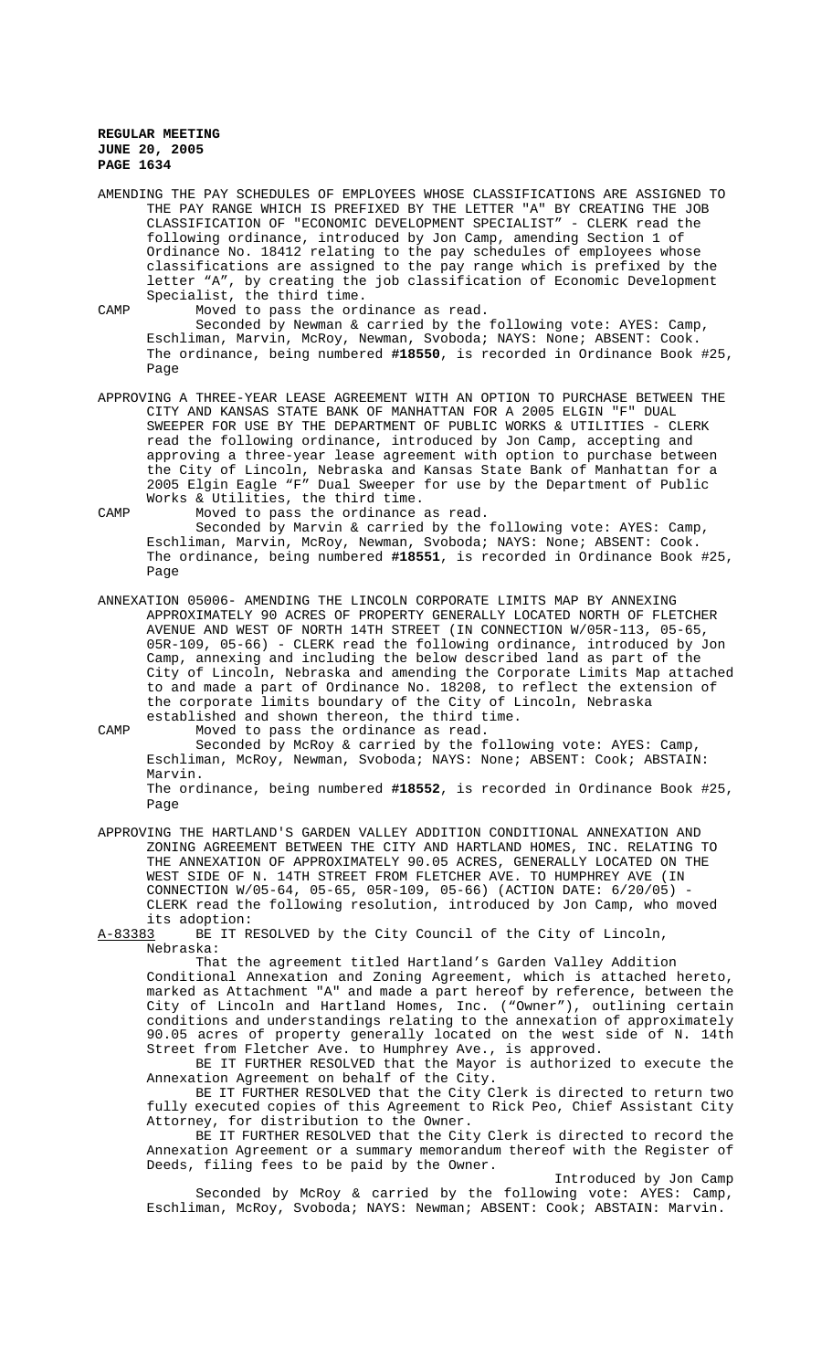AMENDING THE PAY SCHEDULES OF EMPLOYEES WHOSE CLASSIFICATIONS ARE ASSIGNED TO THE PAY RANGE WHICH IS PREFIXED BY THE LETTER "A" BY CREATING THE JOB CLASSIFICATION OF "ECONOMIC DEVELOPMENT SPECIALIST" - CLERK read the following ordinance, introduced by Jon Camp, amending Section 1 of Ordinance No. 18412 relating to the pay schedules of employees whose classifications are assigned to the pay range which is prefixed by the letter "A", by creating the job classification of Economic Development Specialist, the third time.

CAMP Moved to pass the ordinance as read.

Seconded by Newman & carried by the following vote: AYES: Camp, Eschliman, Marvin, McRoy, Newman, Svoboda; NAYS: None; ABSENT: Cook. The ordinance, being numbered **#18550**, is recorded in Ordinance Book #25, Page

APPROVING A THREE-YEAR LEASE AGREEMENT WITH AN OPTION TO PURCHASE BETWEEN THE CITY AND KANSAS STATE BANK OF MANHATTAN FOR A 2005 ELGIN "F" DUAL SWEEPER FOR USE BY THE DEPARTMENT OF PUBLIC WORKS & UTILITIES - CLERK read the following ordinance, introduced by Jon Camp, accepting and approving a three-year lease agreement with option to purchase between the City of Lincoln, Nebraska and Kansas State Bank of Manhattan for a 2005 Elgin Eagle "F" Dual Sweeper for use by the Department of Public Works & Utilities, the third time.

CAMP Moved to pass the ordinance as read.

Seconded by Marvin & carried by the following vote: AYES: Camp, Eschliman, Marvin, McRoy, Newman, Svoboda; NAYS: None; ABSENT: Cook. The ordinance, being numbered **#18551**, is recorded in Ordinance Book #25, Page

ANNEXATION 05006- AMENDING THE LINCOLN CORPORATE LIMITS MAP BY ANNEXING APPROXIMATELY 90 ACRES OF PROPERTY GENERALLY LOCATED NORTH OF FLETCHER AVENUE AND WEST OF NORTH 14TH STREET (IN CONNECTION W/05R-113, 05-65, 05R-109, 05-66) - CLERK read the following ordinance, introduced by Jon Camp, annexing and including the below described land as part of the City of Lincoln, Nebraska and amending the Corporate Limits Map attached to and made a part of Ordinance No. 18208, to reflect the extension of the corporate limits boundary of the City of Lincoln, Nebraska established and shown thereon, the third time.

CAMP Moved to pass the ordinance as read.

Seconded by McRoy & carried by the following vote: AYES: Camp, Eschliman, McRoy, Newman, Svoboda; NAYS: None; ABSENT: Cook; ABSTAIN: Marvin.

The ordinance, being numbered **#18552**, is recorded in Ordinance Book #25, Page

APPROVING THE HARTLAND'S GARDEN VALLEY ADDITION CONDITIONAL ANNEXATION AND ZONING AGREEMENT BETWEEN THE CITY AND HARTLAND HOMES, INC. RELATING TO THE ANNEXATION OF APPROXIMATELY 90.05 ACRES, GENERALLY LOCATED ON THE WEST SIDE OF N. 14TH STREET FROM FLETCHER AVE. TO HUMPHREY AVE (IN CONNECTION W/05-64, 05-65, 05R-109, 05-66) (ACTION DATE: 6/20/05) - CLERK read the following resolution, introduced by Jon Camp, who moved its adoption:

A-83383 BE IT RESOLVED by the City Council of the City of Lincoln, Nebraska:

That the agreement titled Hartland's Garden Valley Addition Conditional Annexation and Zoning Agreement, which is attached hereto, marked as Attachment "A" and made a part hereof by reference, between the City of Lincoln and Hartland Homes, Inc. ("Owner"), outlining certain conditions and understandings relating to the annexation of approximately 90.05 acres of property generally located on the west side of N. 14th Street from Fletcher Ave. to Humphrey Ave., is approved.

BE IT FURTHER RESOLVED that the Mayor is authorized to execute the Annexation Agreement on behalf of the City.

BE IT FURTHER RESOLVED that the City Clerk is directed to return two fully executed copies of this Agreement to Rick Peo, Chief Assistant City Attorney, for distribution to the Owner.

BE IT FURTHER RESOLVED that the City Clerk is directed to record the Annexation Agreement or a summary memorandum thereof with the Register of Deeds, filing fees to be paid by the Owner.

Introduced by Jon Camp

Seconded by McRoy & carried by the following vote: AYES: Camp, Eschliman, McRoy, Svoboda; NAYS: Newman; ABSENT: Cook; ABSTAIN: Marvin.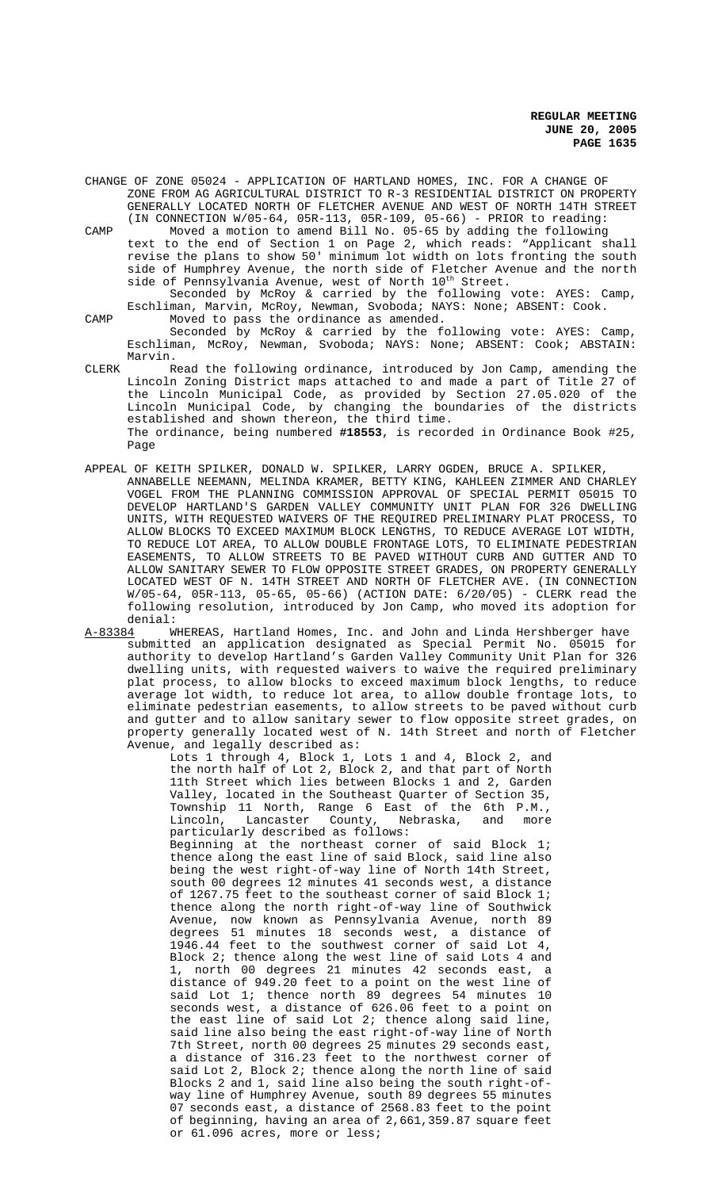CHANGE OF ZONE 05024 - APPLICATION OF HARTLAND HOMES, INC. FOR A CHANGE OF ZONE FROM AG AGRICULTURAL DISTRICT TO R-3 RESIDENTIAL DISTRICT ON PROPERTY GENERALLY LOCATED NORTH OF FLETCHER AVENUE AND WEST OF NORTH 14TH STREET (IN CONNECTION W/05-64, 05R-113, 05R-109, 05-66) - PRIOR to reading:

CAMP Moved a motion to amend Bill No. 05-65 by adding the following text to the end of Section 1 on Page 2, which reads: "Applicant shall revise the plans to show 50' minimum lot width on lots fronting the south side of Humphrey Avenue, the north side of Fletcher Avenue and the north side of Pennsylvania Avenue, west of North 10th Street.

Seconded by McRoy & carried by the following vote: AYES: Camp, Eschliman, Marvin, McRoy, Newman, Svoboda; NAYS: None; ABSENT: Cook.

CAMP Moved to pass the ordinance as amended.

Seconded by McRoy & carried by the following vote: AYES: Camp, Eschliman, McRoy, Newman, Svoboda; NAYS: None; ABSENT: Cook; ABSTAIN: Marvin.

CLERK Read the following ordinance, introduced by Jon Camp, amending the Lincoln Zoning District maps attached to and made a part of Title 27 of the Lincoln Municipal Code, as provided by Section 27.05.020 of the Lincoln Municipal Code, by changing the boundaries of the districts established and shown thereon, the third time.

The ordinance, being numbered **#18553**, is recorded in Ordinance Book #25, Page

APPEAL OF KEITH SPILKER, DONALD W. SPILKER, LARRY OGDEN, BRUCE A. SPILKER, ANNABELLE NEEMANN, MELINDA KRAMER, BETTY KING, KAHLEEN ZIMMER AND CHARLEY VOGEL FROM THE PLANNING COMMISSION APPROVAL OF SPECIAL PERMIT 05015 TO DEVELOP HARTLAND'S GARDEN VALLEY COMMUNITY UNIT PLAN FOR 326 DWELLING UNITS, WITH REQUESTED WAIVERS OF THE REQUIRED PRELIMINARY PLAT PROCESS, TO ALLOW BLOCKS TO EXCEED MAXIMUM BLOCK LENGTHS, TO REDUCE AVERAGE LOT WIDTH, TO REDUCE LOT AREA, TO ALLOW DOUBLE FRONTAGE LOTS, TO ELIMINATE PEDESTRIAN EASEMENTS, TO ALLOW STREETS TO BE PAVED WITHOUT CURB AND GUTTER AND TO ALLOW SANITARY SEWER TO FLOW OPPOSITE STREET GRADES, ON PROPERTY GENERALLY LOCATED WEST OF N. 14TH STREET AND NORTH OF FLETCHER AVE. (IN CONNECTION W/05-64, 05R-113, 05-65, 05-66) (ACTION DATE: 6/20/05) - CLERK read the following resolution, introduced by Jon Camp, who moved its adoption for denial:

A-83384 WHEREAS, Hartland Homes, Inc. and John and Linda Hershberger have submitted an application designated as Special Permit No. 05015 for authority to develop Hartland's Garden Valley Community Unit Plan for 326 dwelling units, with requested waivers to waive the required preliminary plat process, to allow blocks to exceed maximum block lengths, to reduce average lot width, to reduce lot area, to allow double frontage lots, to eliminate pedestrian easements, to allow streets to be paved without curb and gutter and to allow sanitary sewer to flow opposite street grades, on property generally located west of N. 14th Street and north of Fletcher Avenue, and legally described as:

> Lots 1 through 4, Block 1, Lots 1 and 4, Block 2, and the north half of Lot 2, Block 2, and that part of North 11th Street which lies between Blocks 1 and 2, Garden Valley, located in the Southeast Quarter of Section 35, Township 11 North, Range 6 East of the 6th P.M., Lincoln, Lancaster County, Nebraska, and more particularly described as follows:
>
> Beginning at the northeast corner of said Block 1; thence along the east line of said Block, said line also being the west right-of-way line of North 14th Street, south 00 degrees 12 minutes 41 seconds west, a distance of 1267.75 feet to the southeast corner of said Block 1; thence along the north right-of-way line of Southwick Avenue, now known as Pennsylvania Avenue, north 89 degrees 51 minutes 18 seconds west, a distance of 1946.44 feet to the southwest corner of said Lot 4, Block 2; thence along the west line of said Lots 4 and 1, north 00 degrees 21 minutes 42 seconds east, a distance of 949.20 feet to a point on the west line of said Lot 1; thence north 89 degrees 54 minutes 10 seconds west, a distance of 626.06 feet to a point on the east line of said Lot 2; thence along said line, said line also being the east right-of-way line of North 7th Street, north 00 degrees 25 minutes 29 seconds east, a distance of 316.23 feet to the northwest corner of said Lot 2, Block 2; thence along the north line of said Blocks 2 and 1, said line also being the south right-of-way line of Humphrey Avenue, south 89 degrees 55 minutes 07 seconds east, a distance of 2568.83 feet to the point of beginning, having an area of 2,661,359.87 square feet or 61.096 acres, more or less;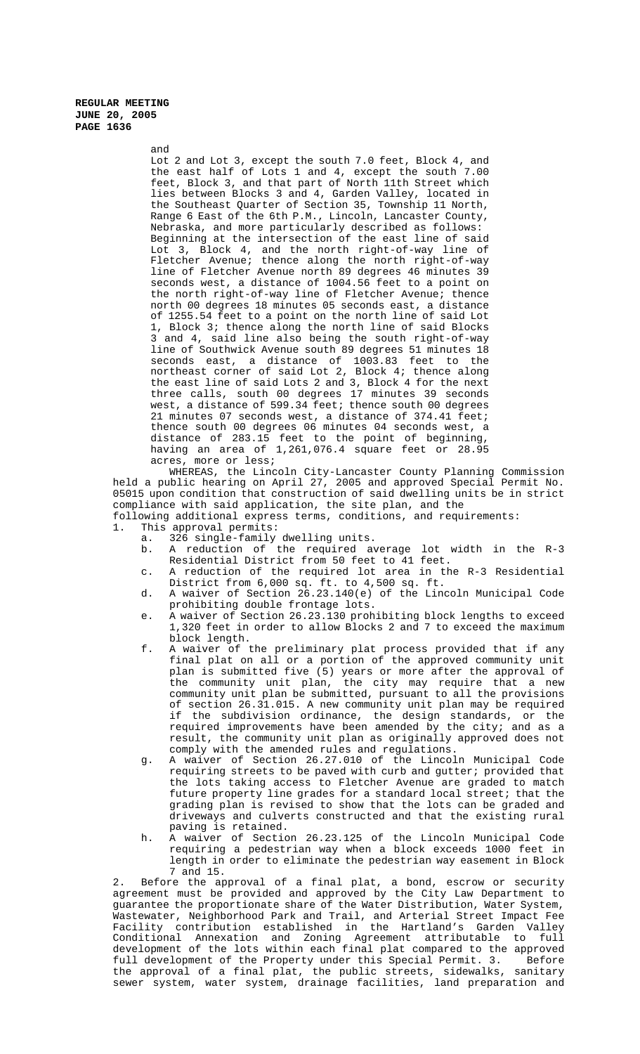and

Lot 2 and Lot 3, except the south 7.0 feet, Block 4, and the east half of Lots 1 and 4, except the south 7.00 feet, Block 3, and that part of North 11th Street which lies between Blocks 3 and 4, Garden Valley, located in the Southeast Quarter of Section 35, Township 11 North, Range 6 East of the 6th P.M., Lincoln, Lancaster County, Nebraska, and more particularly described as follows: Beginning at the intersection of the east line of said Lot 3, Block 4, and the north right-of-way line of Fletcher Avenue; thence along the north right-of-way line of Fletcher Avenue north 89 degrees 46 minutes 39 seconds west, a distance of 1004.56 feet to a point on the north right-of-way line of Fletcher Avenue; thence north 00 degrees 18 minutes 05 seconds east, a distance of 1255.54 feet to a point on the north line of said Lot 1, Block 3; thence along the north line of said Blocks 3 and 4, said line also being the south right-of-way line of Southwick Avenue south 89 degrees 51 minutes 18 seconds east, a distance of 1003.83 feet to the northeast corner of said Lot 2, Block 4; thence along the east line of said Lots 2 and 3, Block 4 for the next three calls, south 00 degrees 17 minutes 39 seconds west, a distance of 599.34 feet; thence south 00 degrees 21 minutes 07 seconds west, a distance of 374.41 feet; thence south 00 degrees 06 minutes 04 seconds west, a distance of 283.15 feet to the point of beginning, having an area of 1,261,076.4 square feet or 28.95 acres, more or less;

WHEREAS, the Lincoln City-Lancaster County Planning Commission held a public hearing on April 27, 2005 and approved Special Permit No. 05015 upon condition that construction of said dwelling units be in strict compliance with said application, the site plan, and the following additional express terms, conditions, and requirements:

1. This approval permits:
   a. 326 single-family dwelling units.
   b. A reduction of the required average lot width in the R-3 Residential District from 50 feet to 41 feet.
   c. A reduction of the required lot area in the R-3 Residential District from 6,000 sq. ft. to 4,500 sq. ft.
   d. A waiver of Section 26.23.140(e) of the Lincoln Municipal Code prohibiting double frontage lots.
   e. A waiver of Section 26.23.130 prohibiting block lengths to exceed 1,320 feet in order to allow Blocks 2 and 7 to exceed the maximum block length.
   f. A waiver of the preliminary plat process provided that if any final plat on all or a portion of the approved community unit plan is submitted five (5) years or more after the approval of the community unit plan, the city may require that a new community unit plan be submitted, pursuant to all the provisions of section 26.31.015. A new community unit plan may be required if the subdivision ordinance, the design standards, or the required improvements have been amended by the city; and as a result, the community unit plan as originally approved does not comply with the amended rules and regulations.
   g. A waiver of Section 26.27.010 of the Lincoln Municipal Code requiring streets to be paved with curb and gutter; provided that the lots taking access to Fletcher Avenue are graded to match future property line grades for a standard local street; that the grading plan is revised to show that the lots can be graded and driveways and culverts constructed and that the existing rural paving is retained.
   h. A waiver of Section 26.23.125 of the Lincoln Municipal Code requiring a pedestrian way when a block exceeds 1000 feet in length in order to eliminate the pedestrian way easement in Block 7 and 15.

2. Before the approval of a final plat, a bond, escrow or security agreement must be provided and approved by the City Law Department to guarantee the proportionate share of the Water Distribution, Water System, Wastewater, Neighborhood Park and Trail, and Arterial Street Impact Fee Facility contribution established in the Hartland's Garden Valley Conditional Annexation and Zoning Agreement attributable to full development of the lots within each final plat compared to the approved full development of the Property under this Special Permit. 3. Before the approval of a final plat, the public streets, sidewalks, sanitary sewer system, water system, drainage facilities, land preparation and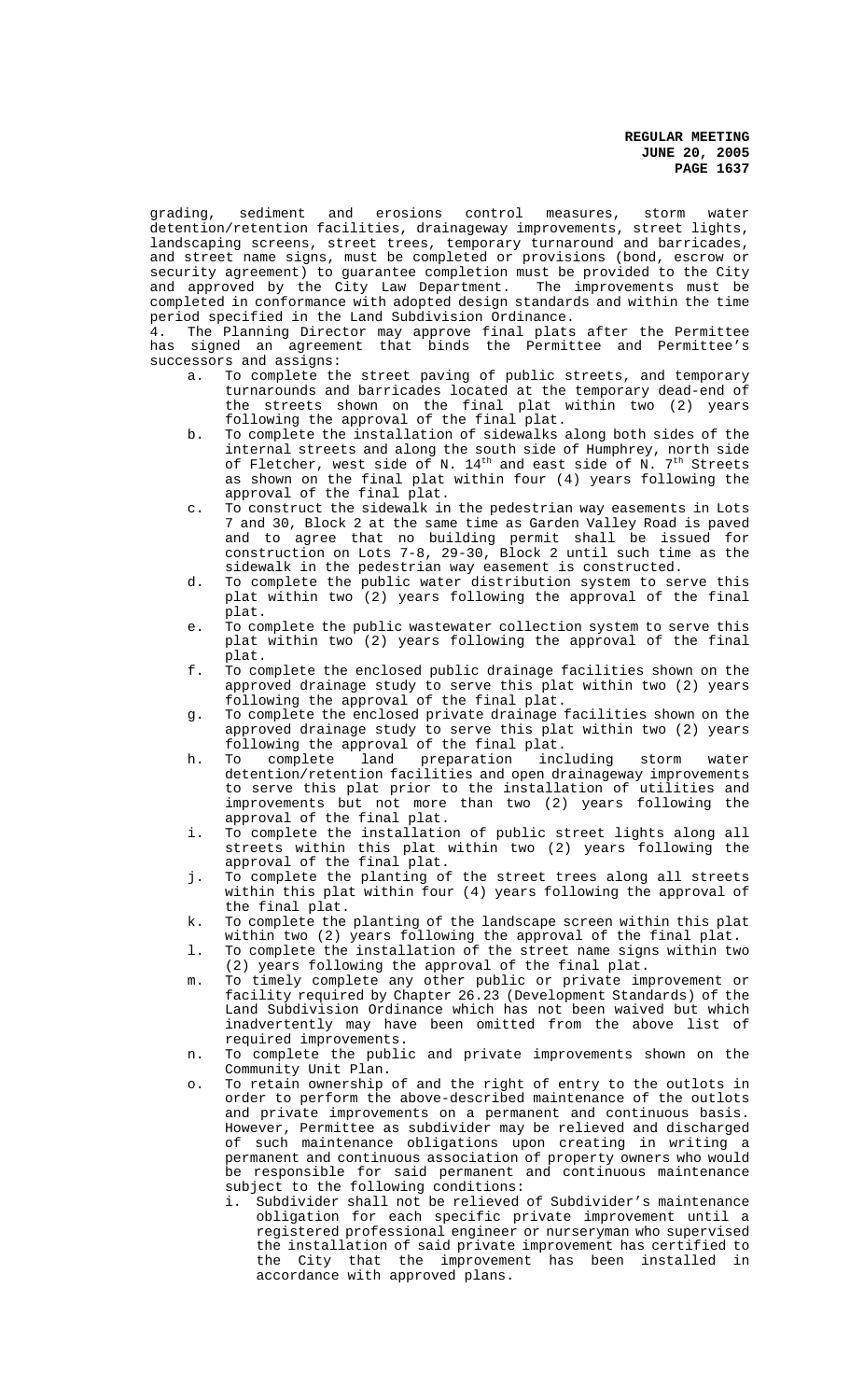grading, sediment and erosions control measures, storm water detention/retention facilities, drainageway improvements, street lights, landscaping screens, street trees, temporary turnaround and barricades, and street name signs, must be completed or provisions (bond, escrow or security agreement) to guarantee completion must be provided to the City and approved by the City Law Department. The improvements must be completed in conformance with adopted design standards and within the time period specified in the Land Subdivision Ordinance.

4. The Planning Director may approve final plats after the Permittee has signed an agreement that binds the Permittee and Permittee's successors and assigns:

   a. To complete the street paving of public streets, and temporary turnarounds and barricades located at the temporary dead-end of the streets shown on the final plat within two (2) years following the approval of the final plat.
   b. To complete the installation of sidewalks along both sides of the internal streets and along the south side of Humphrey, north side of Fletcher, west side of N. 14th and east side of N. 7th Streets as shown on the final plat within four (4) years following the approval of the final plat.
   c. To construct the sidewalk in the pedestrian way easements in Lots 7 and 30, Block 2 at the same time as Garden Valley Road is paved and to agree that no building permit shall be issued for construction on Lots 7-8, 29-30, Block 2 until such time as the sidewalk in the pedestrian way easement is constructed.
   d. To complete the public water distribution system to serve this plat within two (2) years following the approval of the final plat.
   e. To complete the public wastewater collection system to serve this plat within two (2) years following the approval of the final plat.
   f. To complete the enclosed public drainage facilities shown on the approved drainage study to serve this plat within two (2) years following the approval of the final plat.
   g. To complete the enclosed private drainage facilities shown on the approved drainage study to serve this plat within two (2) years following the approval of the final plat.
   h. To complete land preparation including storm water detention/retention facilities and open drainageway improvements to serve this plat prior to the installation of utilities and improvements but not more than two (2) years following the approval of the final plat.
   i. To complete the installation of public street lights along all streets within this plat within two (2) years following the approval of the final plat.
   j. To complete the planting of the street trees along all streets within this plat within four (4) years following the approval of the final plat.
   k. To complete the planting of the landscape screen within this plat within two (2) years following the approval of the final plat.
   l. To complete the installation of the street name signs within two (2) years following the approval of the final plat.
   m. To timely complete any other public or private improvement or facility required by Chapter 26.23 (Development Standards) of the Land Subdivision Ordinance which has not been waived but which inadvertently may have been omitted from the above list of required improvements.
   n. To complete the public and private improvements shown on the Community Unit Plan.
   o. To retain ownership of and the right of entry to the outlots in order to perform the above-described maintenance of the outlots and private improvements on a permanent and continuous basis. However, Permittee as subdivider may be relieved and discharged of such maintenance obligations upon creating in writing a permanent and continuous association of property owners who would be responsible for said permanent and continuous maintenance subject to the following conditions:
      i. Subdivider shall not be relieved of Subdivider's maintenance obligation for each specific private improvement until a registered professional engineer or nurseryman who supervised the installation of said private improvement has certified to the City that the improvement has been installed in accordance with approved plans.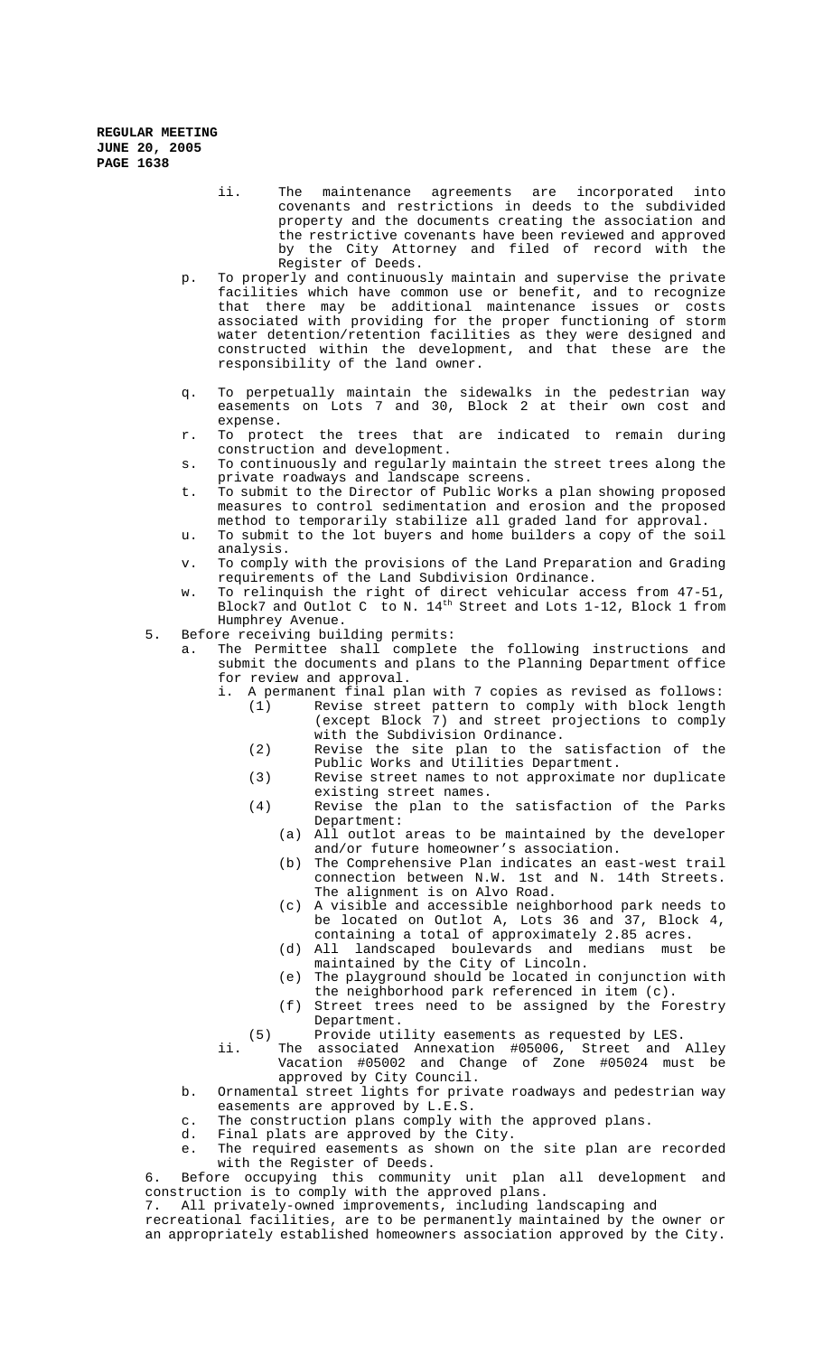ii. The maintenance agreements are incorporated into covenants and restrictions in deeds to the subdivided property and the documents creating the association and the restrictive covenants have been reviewed and approved by the City Attorney and filed of record with the Register of Deeds.

p. To properly and continuously maintain and supervise the private facilities which have common use or benefit, and to recognize that there may be additional maintenance issues or costs associated with providing for the proper functioning of storm water detention/retention facilities as they were designed and constructed within the development, and that these are the responsibility of the land owner.

q. To perpetually maintain the sidewalks in the pedestrian way easements on Lots 7 and 30, Block 2 at their own cost and expense.

r. To protect the trees that are indicated to remain during construction and development.

s. To continuously and regularly maintain the street trees along the private roadways and landscape screens.

t. To submit to the Director of Public Works a plan showing proposed measures to control sedimentation and erosion and the proposed method to temporarily stabilize all graded land for approval.

u. To submit to the lot buyers and home builders a copy of the soil analysis.

v. To comply with the provisions of the Land Preparation and Grading requirements of the Land Subdivision Ordinance.

w. To relinquish the right of direct vehicular access from 47-51, Block7 and Outlot C to N. 14th Street and Lots 1-12, Block 1 from Humphrey Avenue.

5. Before receiving building permits:

a. The Permittee shall complete the following instructions and submit the documents and plans to the Planning Department office for review and approval.

i. A permanent final plan with 7 copies as revised as follows:

(1) Revise street pattern to comply with block length (except Block 7) and street projections to comply with the Subdivision Ordinance.

(2) Revise the site plan to the satisfaction of the Public Works and Utilities Department.

(3) Revise street names to not approximate nor duplicate existing street names.

(4) Revise the plan to the satisfaction of the Parks Department:

(a) All outlot areas to be maintained by the developer and/or future homeowner's association.

(b) The Comprehensive Plan indicates an east-west trail connection between N.W. 1st and N. 14th Streets. The alignment is on Alvo Road.

(c) A visible and accessible neighborhood park needs to be located on Outlot A, Lots 36 and 37, Block 4, containing a total of approximately 2.85 acres.

(d) All landscaped boulevards and medians must be maintained by the City of Lincoln.

(e) The playground should be located in conjunction with the neighborhood park referenced in item (c).

(f) Street trees need to be assigned by the Forestry Department.

(5) Provide utility easements as requested by LES.

ii. The associated Annexation #05006, Street and Alley Vacation #05002 and Change of Zone #05024 must be approved by City Council.

b. Ornamental street lights for private roadways and pedestrian way easements are approved by L.E.S.

c. The construction plans comply with the approved plans.

d. Final plats are approved by the City.

e. The required easements as shown on the site plan are recorded with the Register of Deeds.

6. Before occupying this community unit plan all development and construction is to comply with the approved plans.

7. All privately-owned improvements, including landscaping and recreational facilities, are to be permanently maintained by the owner or an appropriately established homeowners association approved by the City.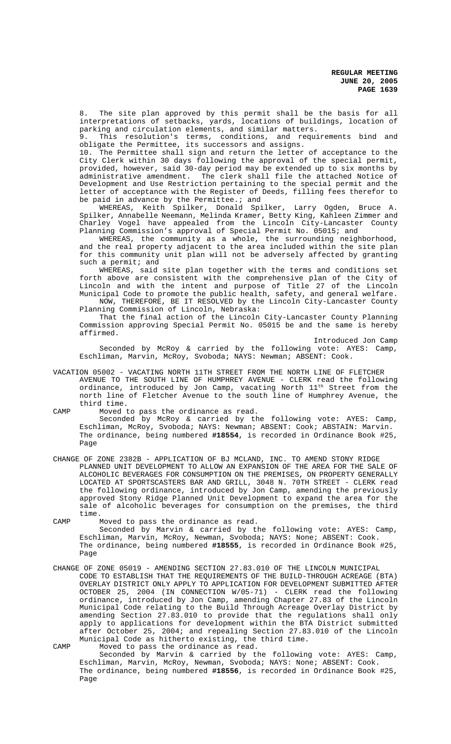8. The site plan approved by this permit shall be the basis for all interpretations of setbacks, yards, locations of buildings, location of parking and circulation elements, and similar matters.

9. This resolution's terms, conditions, and requirements bind and obligate the Permittee, its successors and assigns.

10. The Permittee shall sign and return the letter of acceptance to the City Clerk within 30 days following the approval of the special permit, provided, however, said 30-day period may be extended up to six months by administrative amendment. The clerk shall file the attached Notice of Development and Use Restriction pertaining to the special permit and the letter of acceptance with the Register of Deeds, filling fees therefor to be paid in advance by the Permittee.; and

WHEREAS, Keith Spilker, Donald Spilker, Larry Ogden, Bruce A. Spilker, Annabelle Neemann, Melinda Kramer, Betty King, Kahleen Zimmer and Charley Vogel have appealed from the Lincoln City-Lancaster County Planning Commission's approval of Special Permit No. 05015; and

WHEREAS, the community as a whole, the surrounding neighborhood, and the real property adjacent to the area included within the site plan for this community unit plan will not be adversely affected by granting such a permit; and

WHEREAS, said site plan together with the terms and conditions set forth above are consistent with the comprehensive plan of the City of Lincoln and with the intent and purpose of Title 27 of the Lincoln Municipal Code to promote the public health, safety, and general welfare.

NOW, THEREFORE, BE IT RESOLVED by the Lincoln City-Lancaster County Planning Commission of Lincoln, Nebraska:

That the final action of the Lincoln City-Lancaster County Planning Commission approving Special Permit No. 05015 be and the same is hereby affirmed.

Introduced Jon Camp

Seconded by McRoy & carried by the following vote: AYES: Camp, Eschliman, Marvin, McRoy, Svoboda; NAYS: Newman; ABSENT: Cook.

VACATION 05002 - VACATING NORTH 11TH STREET FROM THE NORTH LINE OF FLETCHER AVENUE TO THE SOUTH LINE OF HUMPHREY AVENUE - CLERK read the following ordinance, introduced by Jon Camp, vacating North 11th Street from the north line of Fletcher Avenue to the south line of Humphrey Avenue, the third time.

CAMP Moved to pass the ordinance as read.

Seconded by McRoy & carried by the following vote: AYES: Camp, Eschliman, McRoy, Svoboda; NAYS: Newman; ABSENT: Cook; ABSTAIN: Marvin. The ordinance, being numbered **#18554**, is recorded in Ordinance Book #25, Page

CHANGE OF ZONE 2382B - APPLICATION OF BJ MCLAND, INC. TO AMEND STONY RIDGE PLANNED UNIT DEVELOPMENT TO ALLOW AN EXPANSION OF THE AREA FOR THE SALE OF ALCOHOLIC BEVERAGES FOR CONSUMPTION ON THE PREMISES, ON PROPERTY GENERALLY LOCATED AT SPORTSCASTERS BAR AND GRILL, 3048 N. 70TH STREET - CLERK read the following ordinance, introduced by Jon Camp, amending the previously approved Stony Ridge Planned Unit Development to expand the area for the sale of alcoholic beverages for consumption on the premises, the third time.

CAMP Moved to pass the ordinance as read.

Seconded by Marvin & carried by the following vote: AYES: Camp, Eschliman, Marvin, McRoy, Newman, Svoboda; NAYS: None; ABSENT: Cook. The ordinance, being numbered **#18555**, is recorded in Ordinance Book #25, Page

CHANGE OF ZONE 05019 - AMENDING SECTION 27.83.010 OF THE LINCOLN MUNICIPAL CODE TO ESTABLISH THAT THE REQUIREMENTS OF THE BUILD-THROUGH ACREAGE (BTA) OVERLAY DISTRICT ONLY APPLY TO APPLICATION FOR DEVELOPMENT SUBMITTED AFTER OCTOBER 25, 2004 (IN CONNECTION W/05-71) - CLERK read the following ordinance, introduced by Jon Camp, amending Chapter 27.83 of the Lincoln Municipal Code relating to the Build Through Acreage Overlay District by amending Section 27.83.010 to provide that the regulations shall only apply to applications for development within the BTA District submitted after October 25, 2004; and repealing Section 27.83.010 of the Lincoln Municipal Code as hitherto existing, the third time.

CAMP Moved to pass the ordinance as read.

Seconded by Marvin & carried by the following vote: AYES: Camp, Eschliman, Marvin, McRoy, Newman, Svoboda; NAYS: None; ABSENT: Cook. The ordinance, being numbered **#18556**, is recorded in Ordinance Book #25, Page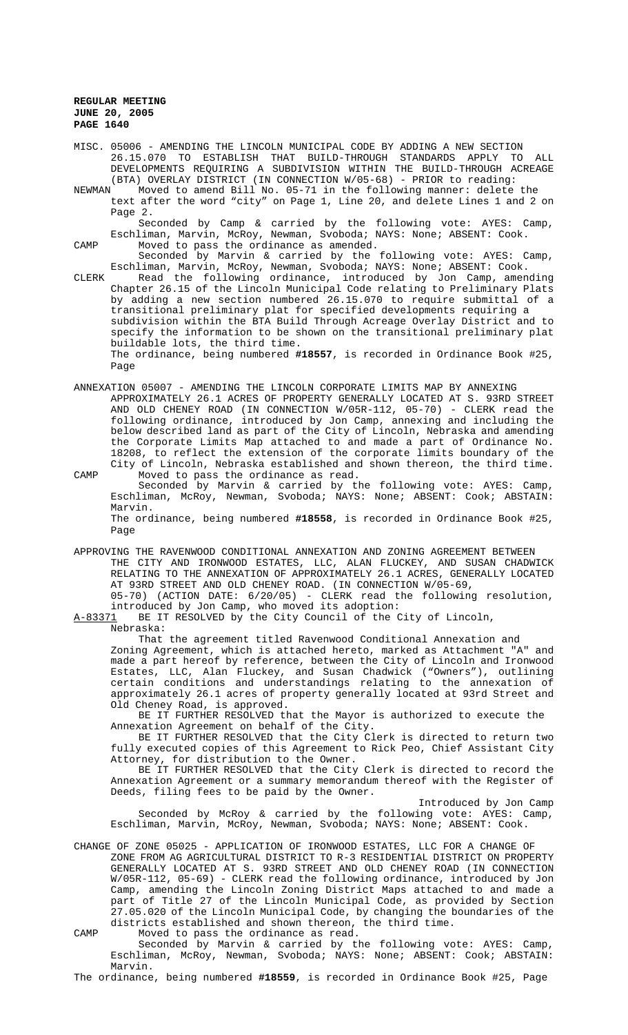**REGULAR MEETING**
**JUNE 20, 2005**
**PAGE 1640**

MISC. 05006 - AMENDING THE LINCOLN MUNICIPAL CODE BY ADDING A NEW SECTION 26.15.070 TO ESTABLISH THAT BUILD-THROUGH STANDARDS APPLY TO ALL DEVELOPMENTS REQUIRING A SUBDIVISION WITHIN THE BUILD-THROUGH ACREAGE (BTA) OVERLAY DISTRICT (IN CONNECTION W/05-68) - PRIOR to reading:

NEWMAN Moved to amend Bill No. 05-71 in the following manner: delete the text after the word "city" on Page 1, Line 20, and delete Lines 1 and 2 on Page 2.

Seconded by Camp & carried by the following vote: AYES: Camp, Eschliman, Marvin, McRoy, Newman, Svoboda; NAYS: None; ABSENT: Cook.

CAMP Moved to pass the ordinance as amended.

Seconded by Marvin & carried by the following vote: AYES: Camp, Eschliman, Marvin, McRoy, Newman, Svoboda; NAYS: None; ABSENT: Cook.

CLERK Read the following ordinance, introduced by Jon Camp, amending Chapter 26.15 of the Lincoln Municipal Code relating to Preliminary Plats by adding a new section numbered 26.15.070 to require submittal of a transitional preliminary plat for specified developments requiring a subdivision within the BTA Build Through Acreage Overlay District and to specify the information to be shown on the transitional preliminary plat buildable lots, the third time.

The ordinance, being numbered **#18557**, is recorded in Ordinance Book #25, Page

ANNEXATION 05007 - AMENDING THE LINCOLN CORPORATE LIMITS MAP BY ANNEXING APPROXIMATELY 26.1 ACRES OF PROPERTY GENERALLY LOCATED AT S. 93RD STREET AND OLD CHENEY ROAD (IN CONNECTION W/05R-112, 05-70) - CLERK read the following ordinance, introduced by Jon Camp, annexing and including the below described land as part of the City of Lincoln, Nebraska and amending the Corporate Limits Map attached to and made a part of Ordinance No. 18208, to reflect the extension of the corporate limits boundary of the City of Lincoln, Nebraska established and shown thereon, the third time.

CAMP Moved to pass the ordinance as read.

Seconded by Marvin & carried by the following vote: AYES: Camp, Eschliman, McRoy, Newman, Svoboda; NAYS: None; ABSENT: Cook; ABSTAIN: Marvin.

The ordinance, being numbered **#18558**, is recorded in Ordinance Book #25, Page

APPROVING THE RAVENWOOD CONDITIONAL ANNEXATION AND ZONING AGREEMENT BETWEEN THE CITY AND IRONWOOD ESTATES, LLC, ALAN FLUCKEY, AND SUSAN CHADWICK RELATING TO THE ANNEXATION OF APPROXIMATELY 26.1 ACRES, GENERALLY LOCATED AT 93RD STREET AND OLD CHENEY ROAD. (IN CONNECTION W/05-69, 05-70) (ACTION DATE: 6/20/05) - CLERK read the following resolution, introduced by Jon Camp, who moved its adoption:

A-83371 BE IT RESOLVED by the City Council of the City of Lincoln, Nebraska:

That the agreement titled Ravenwood Conditional Annexation and Zoning Agreement, which is attached hereto, marked as Attachment "A" and made a part hereof by reference, between the City of Lincoln and Ironwood Estates, LLC, Alan Fluckey, and Susan Chadwick ("Owners"), outlining certain conditions and understandings relating to the annexation of approximately 26.1 acres of property generally located at 93rd Street and Old Cheney Road, is approved.

BE IT FURTHER RESOLVED that the Mayor is authorized to execute the Annexation Agreement on behalf of the City.

BE IT FURTHER RESOLVED that the City Clerk is directed to return two fully executed copies of this Agreement to Rick Peo, Chief Assistant City Attorney, for distribution to the Owner.

BE IT FURTHER RESOLVED that the City Clerk is directed to record the Annexation Agreement or a summary memorandum thereof with the Register of Deeds, filing fees to be paid by the Owner.

Introduced by Jon Camp

Seconded by McRoy & carried by the following vote: AYES: Camp, Eschliman, Marvin, McRoy, Newman, Svoboda; NAYS: None; ABSENT: Cook.

CHANGE OF ZONE 05025 - APPLICATION OF IRONWOOD ESTATES, LLC FOR A CHANGE OF ZONE FROM AG AGRICULTURAL DISTRICT TO R-3 RESIDENTIAL DISTRICT ON PROPERTY GENERALLY LOCATED AT S. 93RD STREET AND OLD CHENEY ROAD (IN CONNECTION W/05R-112, 05-69) - CLERK read the following ordinance, introduced by Jon Camp, amending the Lincoln Zoning District Maps attached to and made a part of Title 27 of the Lincoln Municipal Code, as provided by Section 27.05.020 of the Lincoln Municipal Code, by changing the boundaries of the districts established and shown thereon, the third time.

CAMP Moved to pass the ordinance as read.

Seconded by Marvin & carried by the following vote: AYES: Camp, Eschliman, McRoy, Newman, Svoboda; NAYS: None; ABSENT: Cook; ABSTAIN: Marvin.

The ordinance, being numbered **#18559**, is recorded in Ordinance Book #25, Page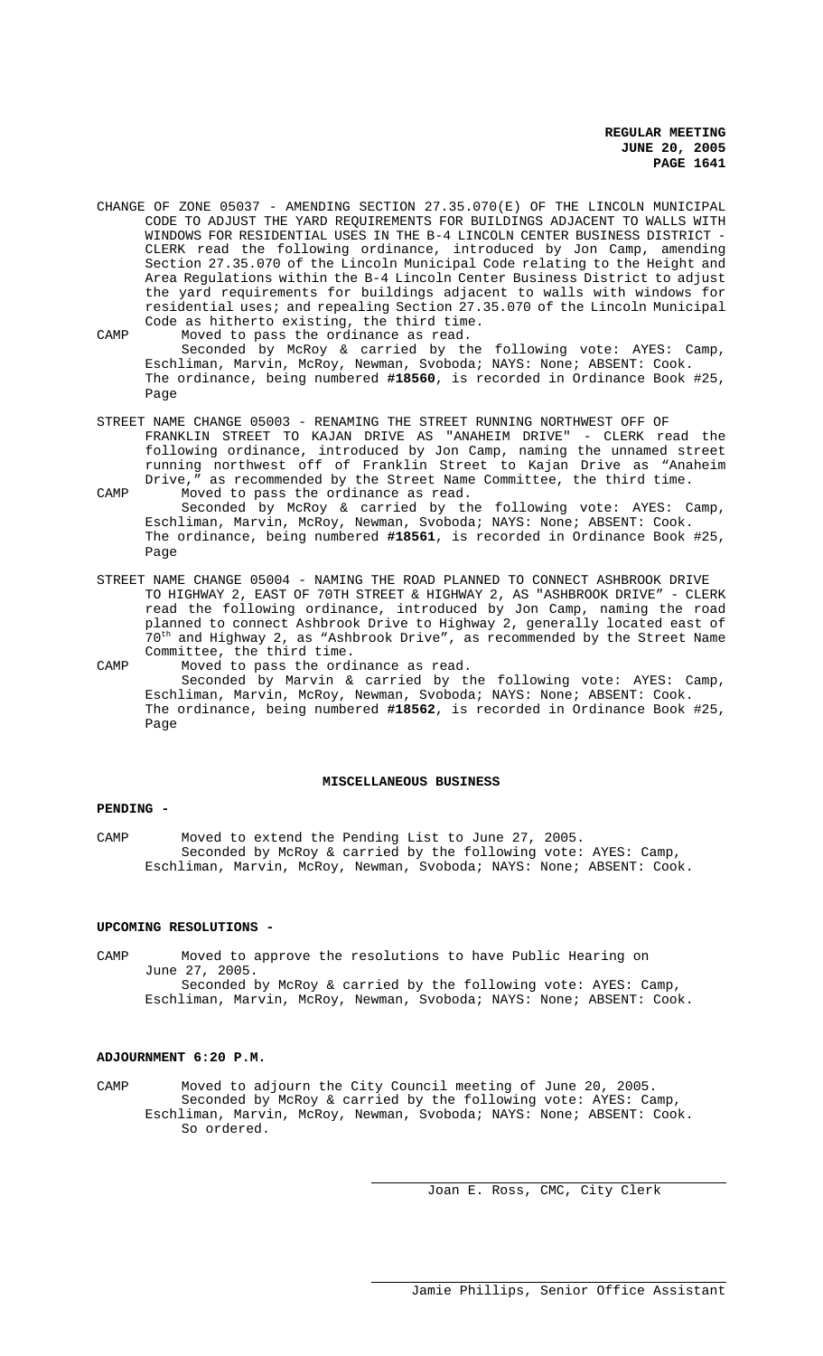CHANGE OF ZONE 05037 - AMENDING SECTION 27.35.070(E) OF THE LINCOLN MUNICIPAL CODE TO ADJUST THE YARD REQUIREMENTS FOR BUILDINGS ADJACENT TO WALLS WITH WINDOWS FOR RESIDENTIAL USES IN THE B-4 LINCOLN CENTER BUSINESS DISTRICT - CLERK read the following ordinance, introduced by Jon Camp, amending Section 27.35.070 of the Lincoln Municipal Code relating to the Height and Area Regulations within the B-4 Lincoln Center Business District to adjust the yard requirements for buildings adjacent to walls with windows for residential uses; and repealing Section 27.35.070 of the Lincoln Municipal Code as hitherto existing, the third time.

CAMP Moved to pass the ordinance as read.
Seconded by McRoy & carried by the following vote: AYES: Camp, Eschliman, Marvin, McRoy, Newman, Svoboda; NAYS: None; ABSENT: Cook.
The ordinance, being numbered **#18560**, is recorded in Ordinance Book #25, Page

STREET NAME CHANGE 05003 - RENAMING THE STREET RUNNING NORTHWEST OFF OF FRANKLIN STREET TO KAJAN DRIVE AS "ANAHEIM DRIVE" - CLERK read the following ordinance, introduced by Jon Camp, naming the unnamed street running northwest off of Franklin Street to Kajan Drive as "Anaheim Drive," as recommended by the Street Name Committee, the third time.

CAMP Moved to pass the ordinance as read.
Seconded by McRoy & carried by the following vote: AYES: Camp, Eschliman, Marvin, McRoy, Newman, Svoboda; NAYS: None; ABSENT: Cook.
The ordinance, being numbered **#18561**, is recorded in Ordinance Book #25, Page

STREET NAME CHANGE 05004 - NAMING THE ROAD PLANNED TO CONNECT ASHBROOK DRIVE TO HIGHWAY 2, EAST OF 70TH STREET & HIGHWAY 2, AS "ASHBROOK DRIVE" - CLERK read the following ordinance, introduced by Jon Camp, naming the road planned to connect Ashbrook Drive to Highway 2, generally located east of 70th and Highway 2, as "Ashbrook Drive", as recommended by the Street Name Committee, the third time.

CAMP Moved to pass the ordinance as read.
Seconded by Marvin & carried by the following vote: AYES: Camp, Eschliman, Marvin, McRoy, Newman, Svoboda; NAYS: None; ABSENT: Cook.
The ordinance, being numbered **#18562**, is recorded in Ordinance Book #25, Page

## MISCELLANEOUS BUSINESS

**PENDING -**

CAMP Moved to extend the Pending List to June 27, 2005.
Seconded by McRoy & carried by the following vote: AYES: Camp, Eschliman, Marvin, McRoy, Newman, Svoboda; NAYS: None; ABSENT: Cook.

**UPCOMING RESOLUTIONS -**

CAMP Moved to approve the resolutions to have Public Hearing on June 27, 2005.
Seconded by McRoy & carried by the following vote: AYES: Camp, Eschliman, Marvin, McRoy, Newman, Svoboda; NAYS: None; ABSENT: Cook.

**ADJOURNMENT 6:20 P.M.**

CAMP Moved to adjourn the City Council meeting of June 20, 2005.
Seconded by McRoy & carried by the following vote: AYES: Camp, Eschliman, Marvin, McRoy, Newman, Svoboda; NAYS: None; ABSENT: Cook.
So ordered.

Joan E. Ross, CMC, City Clerk

Jamie Phillips, Senior Office Assistant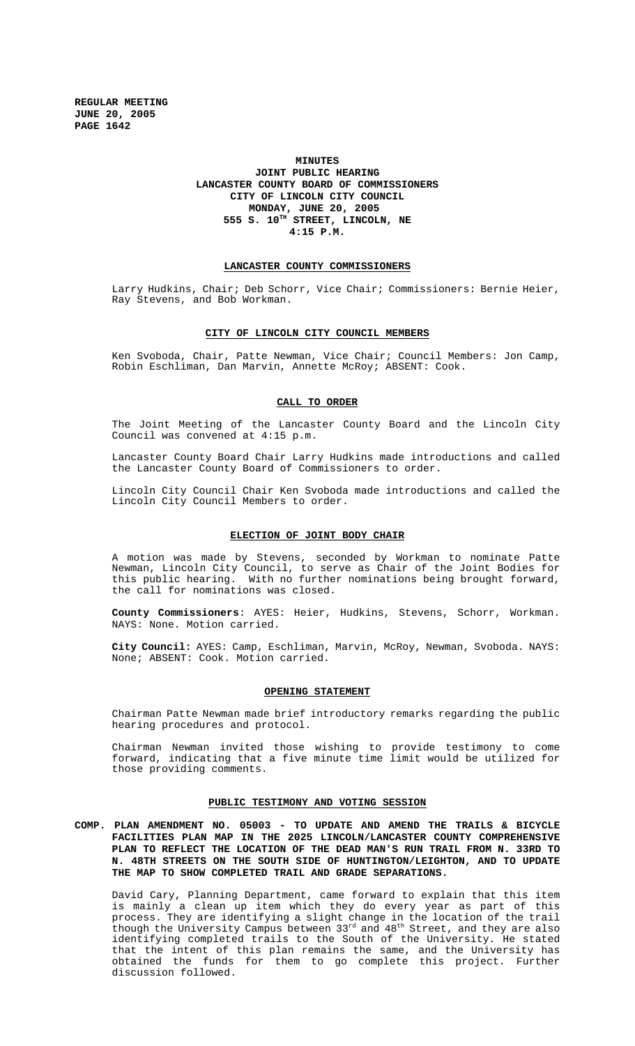**REGULAR MEETING**
**JUNE 20, 2005**
**PAGE 1642**

# MINUTES
## JOINT PUBLIC HEARING
## LANCASTER COUNTY BOARD OF COMMISSIONERS
## CITY OF LINCOLN CITY COUNCIL
## MONDAY, JUNE 20, 2005
## 555 S. 10TH STREET, LINCOLN, NE
## 4:15 P.M.

### LANCASTER COUNTY COMMISSIONERS

Larry Hudkins, Chair; Deb Schorr, Vice Chair; Commissioners: Bernie Heier, Ray Stevens, and Bob Workman.

### CITY OF LINCOLN CITY COUNCIL MEMBERS

Ken Svoboda, Chair, Patte Newman, Vice Chair; Council Members: Jon Camp, Robin Eschliman, Dan Marvin, Annette McRoy; ABSENT: Cook.

### CALL TO ORDER

The Joint Meeting of the Lancaster County Board and the Lincoln City Council was convened at 4:15 p.m.

Lancaster County Board Chair Larry Hudkins made introductions and called the Lancaster County Board of Commissioners to order.

Lincoln City Council Chair Ken Svoboda made introductions and called the Lincoln City Council Members to order.

### ELECTION OF JOINT BODY CHAIR

A motion was made by Stevens, seconded by Workman to nominate Patte Newman, Lincoln City Council, to serve as Chair of the Joint Bodies for this public hearing. With no further nominations being brought forward, the call for nominations was closed.

**County Commissioners**: AYES: Heier, Hudkins, Stevens, Schorr, Workman. NAYS: None. Motion carried.

**City Council:** AYES: Camp, Eschliman, Marvin, McRoy, Newman, Svoboda. NAYS: None; ABSENT: Cook. Motion carried.

### OPENING STATEMENT

Chairman Patte Newman made brief introductory remarks regarding the public hearing procedures and protocol.

Chairman Newman invited those wishing to provide testimony to come forward, indicating that a five minute time limit would be utilized for those providing comments.

### PUBLIC TESTIMONY AND VOTING SESSION

**COMP. PLAN AMENDMENT NO. 05003 - TO UPDATE AND AMEND THE TRAILS & BICYCLE FACILITIES PLAN MAP IN THE 2025 LINCOLN/LANCASTER COUNTY COMPREHENSIVE PLAN TO REFLECT THE LOCATION OF THE DEAD MAN'S RUN TRAIL FROM N. 33RD TO N. 48TH STREETS ON THE SOUTH SIDE OF HUNTINGTON/LEIGHTON, AND TO UPDATE THE MAP TO SHOW COMPLETED TRAIL AND GRADE SEPARATIONS.**

David Cary, Planning Department, came forward to explain that this item is mainly a clean up item which they do every year as part of this process. They are identifying a slight change in the location of the trail though the University Campus between 33rd and 48th Street, and they are also identifying completed trails to the South of the University. He stated that the intent of this plan remains the same, and the University has obtained the funds for them to go complete this project. Further discussion followed.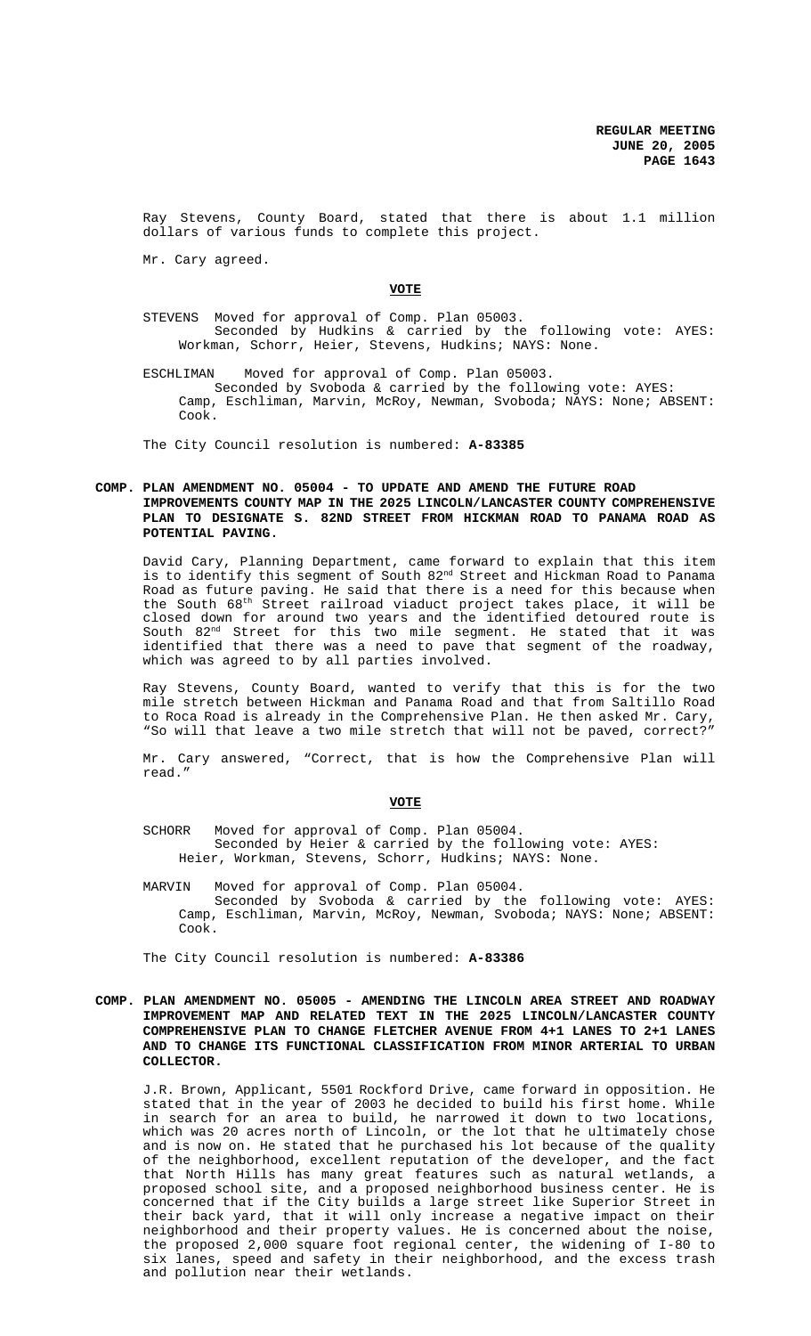Ray Stevens, County Board, stated that there is about 1.1 million dollars of various funds to complete this project.

Mr. Cary agreed.

**VOTE**

STEVENS Moved for approval of Comp. Plan 05003.
Seconded by Hudkins & carried by the following vote: AYES: Workman, Schorr, Heier, Stevens, Hudkins; NAYS: None.

ESCHLIMAN Moved for approval of Comp. Plan 05003.
Seconded by Svoboda & carried by the following vote: AYES: Camp, Eschliman, Marvin, McRoy, Newman, Svoboda; NAYS: None; ABSENT: Cook.

The City Council resolution is numbered: **A-83385**

**COMP. PLAN AMENDMENT NO. 05004 - TO UPDATE AND AMEND THE FUTURE ROAD IMPROVEMENTS COUNTY MAP IN THE 2025 LINCOLN/LANCASTER COUNTY COMPREHENSIVE PLAN TO DESIGNATE S. 82ND STREET FROM HICKMAN ROAD TO PANAMA ROAD AS POTENTIAL PAVING.**

David Cary, Planning Department, came forward to explain that this item is to identify this segment of South 82nd Street and Hickman Road to Panama Road as future paving. He said that there is a need for this because when the South 68th Street railroad viaduct project takes place, it will be closed down for around two years and the identified detoured route is South 82nd Street for this two mile segment. He stated that it was identified that there was a need to pave that segment of the roadway, which was agreed to by all parties involved.

Ray Stevens, County Board, wanted to verify that this is for the two mile stretch between Hickman and Panama Road and that from Saltillo Road to Roca Road is already in the Comprehensive Plan. He then asked Mr. Cary, "So will that leave a two mile stretch that will not be paved, correct?"

Mr. Cary answered, "Correct, that is how the Comprehensive Plan will read."

**VOTE**

SCHORR Moved for approval of Comp. Plan 05004.
Seconded by Heier & carried by the following vote: AYES: Heier, Workman, Stevens, Schorr, Hudkins; NAYS: None.

MARVIN Moved for approval of Comp. Plan 05004.
Seconded by Svoboda & carried by the following vote: AYES: Camp, Eschliman, Marvin, McRoy, Newman, Svoboda; NAYS: None; ABSENT: Cook.

The City Council resolution is numbered: **A-83386**

**COMP. PLAN AMENDMENT NO. 05005 - AMENDING THE LINCOLN AREA STREET AND ROADWAY IMPROVEMENT MAP AND RELATED TEXT IN THE 2025 LINCOLN/LANCASTER COUNTY COMPREHENSIVE PLAN TO CHANGE FLETCHER AVENUE FROM 4+1 LANES TO 2+1 LANES AND TO CHANGE ITS FUNCTIONAL CLASSIFICATION FROM MINOR ARTERIAL TO URBAN COLLECTOR.**

J.R. Brown, Applicant, 5501 Rockford Drive, came forward in opposition. He stated that in the year of 2003 he decided to build his first home. While in search for an area to build, he narrowed it down to two locations, which was 20 acres north of Lincoln, or the lot that he ultimately chose and is now on. He stated that he purchased his lot because of the quality of the neighborhood, excellent reputation of the developer, and the fact that North Hills has many great features such as natural wetlands, a proposed school site, and a proposed neighborhood business center. He is concerned that if the City builds a large street like Superior Street in their back yard, that it will only increase a negative impact on their neighborhood and their property values. He is concerned about the noise, the proposed 2,000 square foot regional center, the widening of I-80 to six lanes, speed and safety in their neighborhood, and the excess trash and pollution near their wetlands.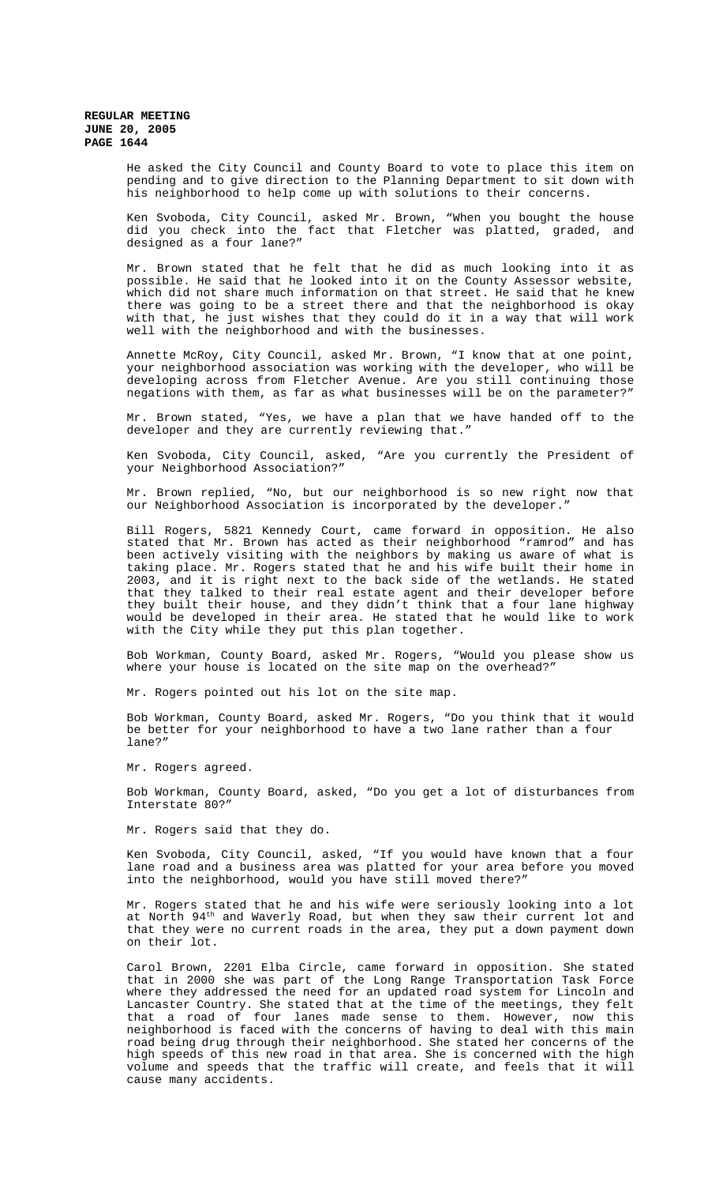He asked the City Council and County Board to vote to place this item on pending and to give direction to the Planning Department to sit down with his neighborhood to help come up with solutions to their concerns.

Ken Svoboda, City Council, asked Mr. Brown, "When you bought the house did you check into the fact that Fletcher was platted, graded, and designed as a four lane?"

Mr. Brown stated that he felt that he did as much looking into it as possible. He said that he looked into it on the County Assessor website, which did not share much information on that street. He said that he knew there was going to be a street there and that the neighborhood is okay with that, he just wishes that they could do it in a way that will work well with the neighborhood and with the businesses.

Annette McRoy, City Council, asked Mr. Brown, "I know that at one point, your neighborhood association was working with the developer, who will be developing across from Fletcher Avenue. Are you still continuing those negations with them, as far as what businesses will be on the parameter?"

Mr. Brown stated, "Yes, we have a plan that we have handed off to the developer and they are currently reviewing that."

Ken Svoboda, City Council, asked, "Are you currently the President of your Neighborhood Association?"

Mr. Brown replied, "No, but our neighborhood is so new right now that our Neighborhood Association is incorporated by the developer."

Bill Rogers, 5821 Kennedy Court, came forward in opposition. He also stated that Mr. Brown has acted as their neighborhood "ramrod" and has been actively visiting with the neighbors by making us aware of what is taking place. Mr. Rogers stated that he and his wife built their home in 2003, and it is right next to the back side of the wetlands. He stated that they talked to their real estate agent and their developer before they built their house, and they didn't think that a four lane highway would be developed in their area. He stated that he would like to work with the City while they put this plan together.

Bob Workman, County Board, asked Mr. Rogers, "Would you please show us where your house is located on the site map on the overhead?"

Mr. Rogers pointed out his lot on the site map.

Bob Workman, County Board, asked Mr. Rogers, "Do you think that it would be better for your neighborhood to have a two lane rather than a four lane?"

Mr. Rogers agreed.

Bob Workman, County Board, asked, "Do you get a lot of disturbances from Interstate 80?"

Mr. Rogers said that they do.

Ken Svoboda, City Council, asked, "If you would have known that a four lane road and a business area was platted for your area before you moved into the neighborhood, would you have still moved there?"

Mr. Rogers stated that he and his wife were seriously looking into a lot at North 94th and Waverly Road, but when they saw their current lot and that they were no current roads in the area, they put a down payment down on their lot.

Carol Brown, 2201 Elba Circle, came forward in opposition. She stated that in 2000 she was part of the Long Range Transportation Task Force where they addressed the need for an updated road system for Lincoln and Lancaster Country. She stated that at the time of the meetings, they felt that a road of four lanes made sense to them. However, now this neighborhood is faced with the concerns of having to deal with this main road being drug through their neighborhood. She stated her concerns of the high speeds of this new road in that area. She is concerned with the high volume and speeds that the traffic will create, and feels that it will cause many accidents.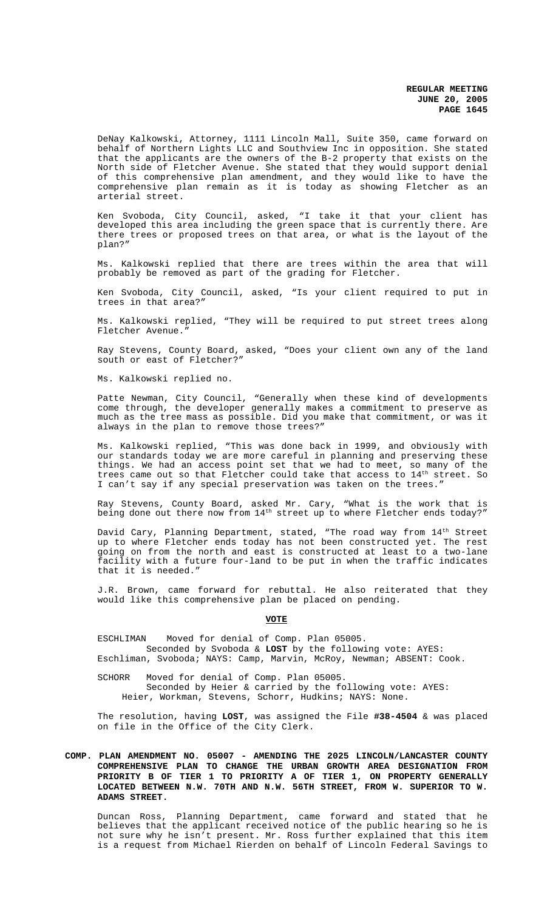DeNay Kalkowski, Attorney, 1111 Lincoln Mall, Suite 350, came forward on behalf of Northern Lights LLC and Southview Inc in opposition. She stated that the applicants are the owners of the B-2 property that exists on the North side of Fletcher Avenue. She stated that they would support denial of this comprehensive plan amendment, and they would like to have the comprehensive plan remain as it is today as showing Fletcher as an arterial street.

Ken Svoboda, City Council, asked, "I take it that your client has developed this area including the green space that is currently there. Are there trees or proposed trees on that area, or what is the layout of the plan?"

Ms. Kalkowski replied that there are trees within the area that will probably be removed as part of the grading for Fletcher.

Ken Svoboda, City Council, asked, "Is your client required to put in trees in that area?"

Ms. Kalkowski replied, "They will be required to put street trees along Fletcher Avenue."

Ray Stevens, County Board, asked, "Does your client own any of the land south or east of Fletcher?"

Ms. Kalkowski replied no.

Patte Newman, City Council, "Generally when these kind of developments come through, the developer generally makes a commitment to preserve as much as the tree mass as possible. Did you make that commitment, or was it always in the plan to remove those trees?"

Ms. Kalkowski replied, "This was done back in 1999, and obviously with our standards today we are more careful in planning and preserving these things. We had an access point set that we had to meet, so many of the trees came out so that Fletcher could take that access to 14th street. So I can't say if any special preservation was taken on the trees."

Ray Stevens, County Board, asked Mr. Cary, "What is the work that is being done out there now from 14th street up to where Fletcher ends today?"

David Cary, Planning Department, stated, "The road way from 14th Street up to where Fletcher ends today has not been constructed yet. The rest going on from the north and east is constructed at least to a two-lane facility with a future four-land to be put in when the traffic indicates that it is needed."

J.R. Brown, came forward for rebuttal. He also reiterated that they would like this comprehensive plan be placed on pending.

**VOTE**

ESCHLIMAN Moved for denial of Comp. Plan 05005.
Seconded by Svoboda & **LOST** by the following vote: AYES: Eschliman, Svoboda; NAYS: Camp, Marvin, McRoy, Newman; ABSENT: Cook.

SCHORR Moved for denial of Comp. Plan 05005.
Seconded by Heier & carried by the following vote: AYES: Heier, Workman, Stevens, Schorr, Hudkins; NAYS: None.

The resolution, having **LOST**, was assigned the File **#38-4504** & was placed on file in the Office of the City Clerk.

**COMP. PLAN AMENDMENT NO. 05007 - AMENDING THE 2025 LINCOLN/LANCASTER COUNTY COMPREHENSIVE PLAN TO CHANGE THE URBAN GROWTH AREA DESIGNATION FROM PRIORITY B OF TIER 1 TO PRIORITY A OF TIER 1, ON PROPERTY GENERALLY LOCATED BETWEEN N.W. 70TH AND N.W. 56TH STREET, FROM W. SUPERIOR TO W. ADAMS STREET.**

Duncan Ross, Planning Department, came forward and stated that he believes that the applicant received notice of the public hearing so he is not sure why he isn't present. Mr. Ross further explained that this item is a request from Michael Rierden on behalf of Lincoln Federal Savings to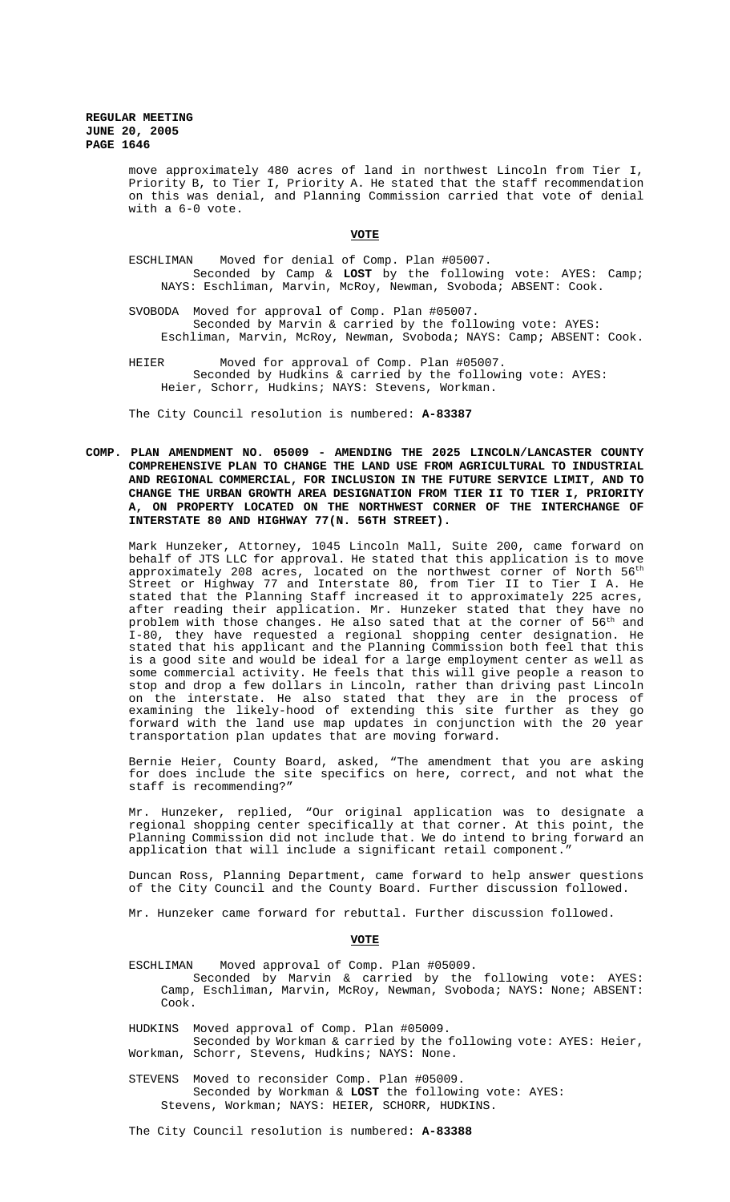move approximately 480 acres of land in northwest Lincoln from Tier I, Priority B, to Tier I, Priority A. He stated that the staff recommendation on this was denial, and Planning Commission carried that vote of denial with a 6-0 vote.

**VOTE**

ESCHLIMAN Moved for denial of Comp. Plan #05007.
Seconded by Camp & **LOST** by the following vote: AYES: Camp; NAYS: Eschliman, Marvin, McRoy, Newman, Svoboda; ABSENT: Cook.

SVOBODA Moved for approval of Comp. Plan #05007.
Seconded by Marvin & carried by the following vote: AYES: Eschliman, Marvin, McRoy, Newman, Svoboda; NAYS: Camp; ABSENT: Cook.

HEIER Moved for approval of Comp. Plan #05007.
Seconded by Hudkins & carried by the following vote: AYES: Heier, Schorr, Hudkins; NAYS: Stevens, Workman.

The City Council resolution is numbered: **A-83387**

**COMP. PLAN AMENDMENT NO. 05009 - AMENDING THE 2025 LINCOLN/LANCASTER COUNTY COMPREHENSIVE PLAN TO CHANGE THE LAND USE FROM AGRICULTURAL TO INDUSTRIAL AND REGIONAL COMMERCIAL, FOR INCLUSION IN THE FUTURE SERVICE LIMIT, AND TO CHANGE THE URBAN GROWTH AREA DESIGNATION FROM TIER II TO TIER I, PRIORITY A, ON PROPERTY LOCATED ON THE NORTHWEST CORNER OF THE INTERCHANGE OF INTERSTATE 80 AND HIGHWAY 77(N. 56TH STREET).**

Mark Hunzeker, Attorney, 1045 Lincoln Mall, Suite 200, came forward on behalf of JTS LLC for approval. He stated that this application is to move approximately 208 acres, located on the northwest corner of North 56th Street or Highway 77 and Interstate 80, from Tier II to Tier I A. He stated that the Planning Staff increased it to approximately 225 acres, after reading their application. Mr. Hunzeker stated that they have no problem with those changes. He also sated that at the corner of 56th and I-80, they have requested a regional shopping center designation. He stated that his applicant and the Planning Commission both feel that this is a good site and would be ideal for a large employment center as well as some commercial activity. He feels that this will give people a reason to stop and drop a few dollars in Lincoln, rather than driving past Lincoln on the interstate. He also stated that they are in the process of examining the likely-hood of extending this site further as they go forward with the land use map updates in conjunction with the 20 year transportation plan updates that are moving forward.

Bernie Heier, County Board, asked, "The amendment that you are asking for does include the site specifics on here, correct, and not what the staff is recommending?"

Mr. Hunzeker, replied, "Our original application was to designate a regional shopping center specifically at that corner. At this point, the Planning Commission did not include that. We do intend to bring forward an application that will include a significant retail component."

Duncan Ross, Planning Department, came forward to help answer questions of the City Council and the County Board. Further discussion followed.

Mr. Hunzeker came forward for rebuttal. Further discussion followed.

**VOTE**

ESCHLIMAN Moved approval of Comp. Plan #05009.
Seconded by Marvin & carried by the following vote: AYES: Camp, Eschliman, Marvin, McRoy, Newman, Svoboda; NAYS: None; ABSENT: Cook.

HUDKINS Moved approval of Comp. Plan #05009.
Seconded by Workman & carried by the following vote: AYES: Heier, Workman, Schorr, Stevens, Hudkins; NAYS: None.

STEVENS Moved to reconsider Comp. Plan #05009.
Seconded by Workman & **LOST** the following vote: AYES: Stevens, Workman; NAYS: HEIER, SCHORR, HUDKINS.

The City Council resolution is numbered: **A-83388**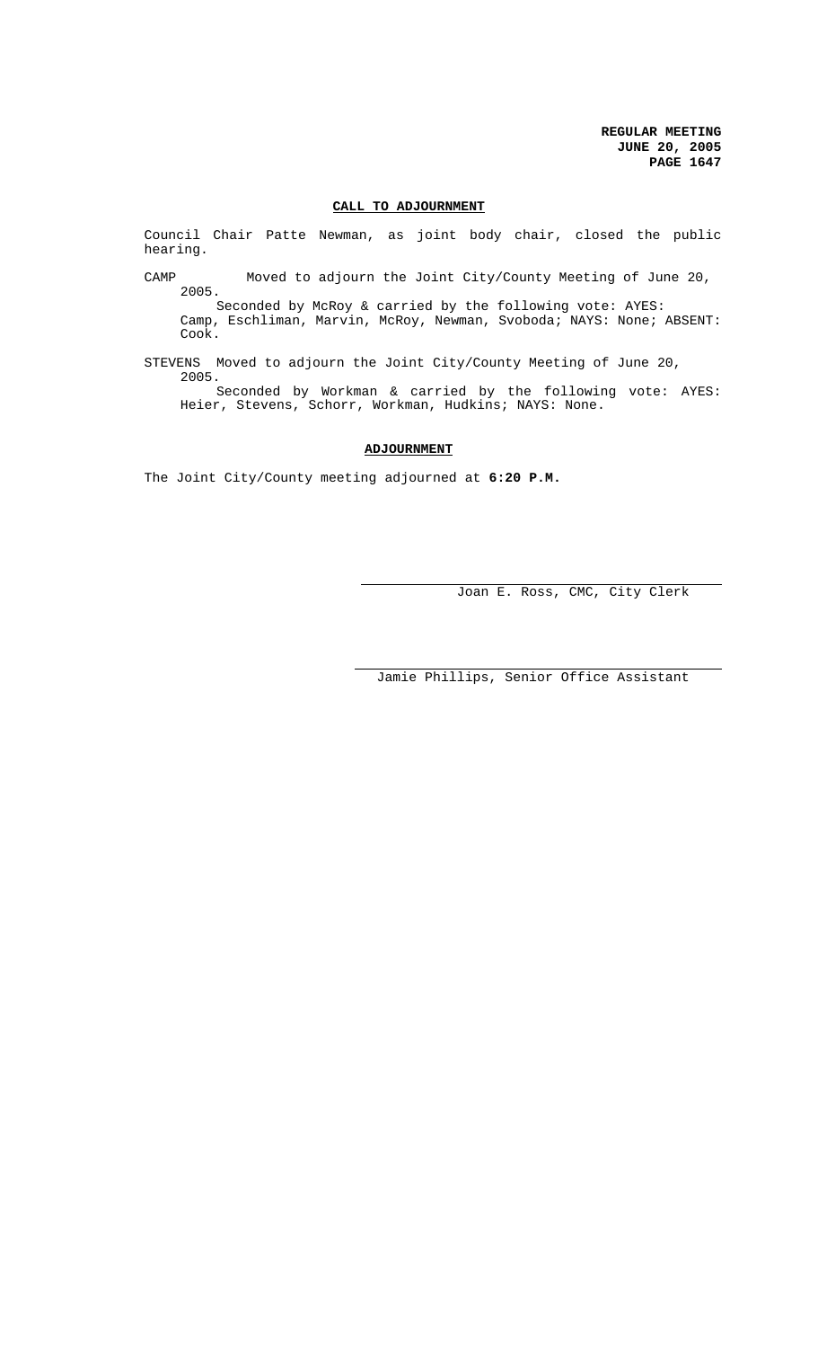**CALL TO ADJOURNMENT**

Council Chair Patte Newman, as joint body chair, closed the public hearing.

CAMP Moved to adjourn the Joint City/County Meeting of June 20, 2005.

Seconded by McRoy & carried by the following vote: AYES: Camp, Eschliman, Marvin, McRoy, Newman, Svoboda; NAYS: None; ABSENT: Cook.

STEVENS Moved to adjourn the Joint City/County Meeting of June 20, 2005.

Seconded by Workman & carried by the following vote: AYES: Heier, Stevens, Schorr, Workman, Hudkins; NAYS: None.

**ADJOURNMENT**

The Joint City/County meeting adjourned at **6:20 P.M.**

Joan E. Ross, CMC, City Clerk

Jamie Phillips, Senior Office Assistant